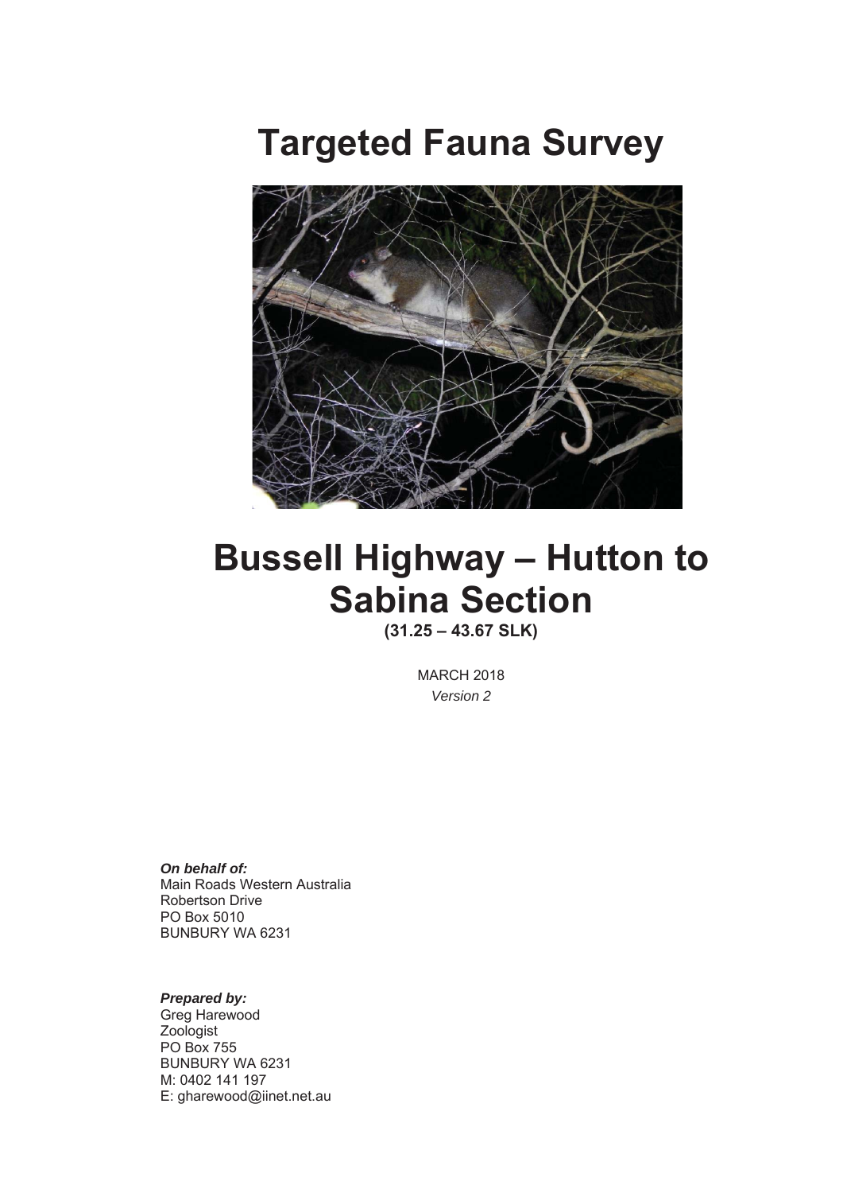# Targeted Fauna Survey

# Bussell Highway – Hutton to Sabina Section

**(31.25 – 43.67 SLK)**

MARCH 2018

*Version 2*

***On behalf of:***
Main Roads Western Australia
Robertson Drive
PO Box 5010
BUNBURY WA 6231

***Prepared by:***
Greg Harewood
Zoologist
PO Box 755
BUNBURY WA 6231
M: 0402 141 197
E: gharewood@iinet.net.au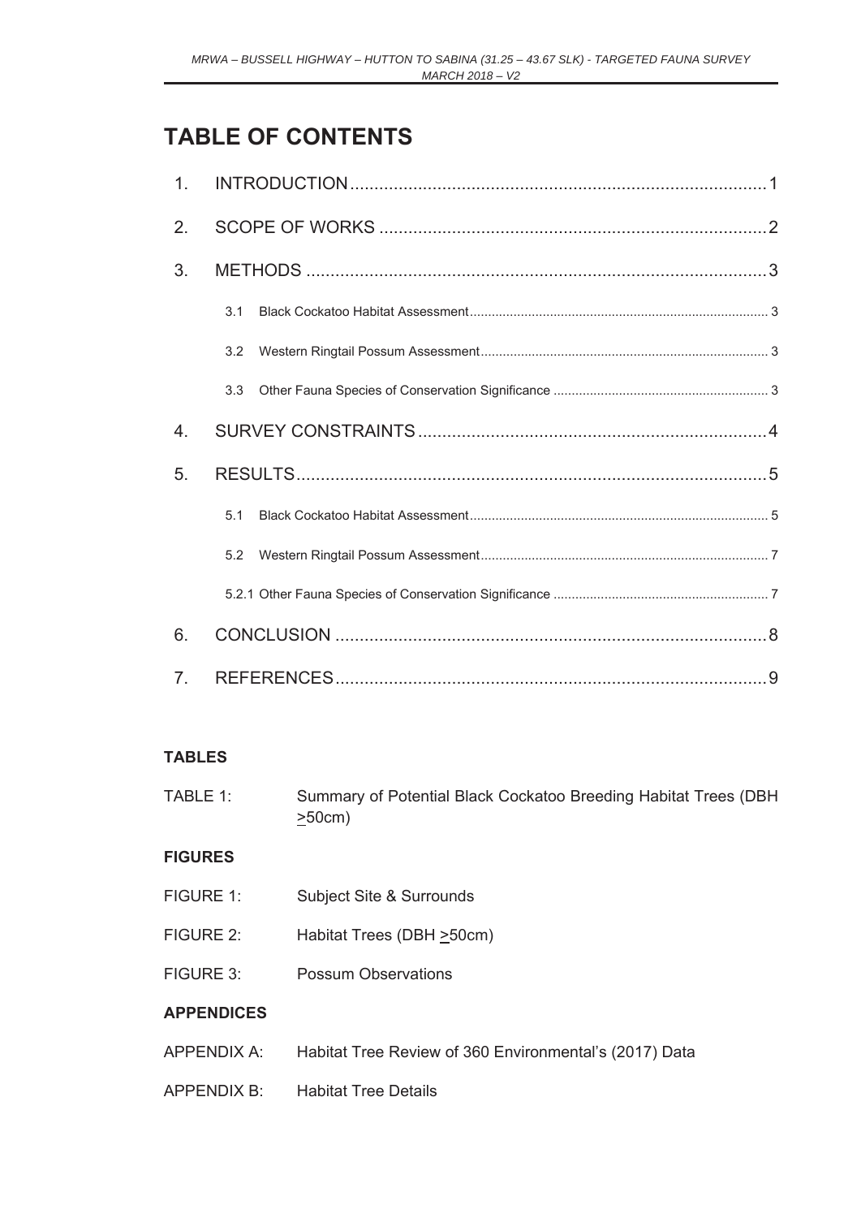# TABLE OF CONTENTS

1. INTRODUCTION ..... 1
2. SCOPE OF WORKS ..... 2
3. METHODS ..... 3
   - 3.1 Black Cockatoo Habitat Assessment ..... 3
   - 3.2 Western Ringtail Possum Assessment ..... 3
   - 3.3 Other Fauna Species of Conservation Significance ..... 3
4. SURVEY CONSTRAINTS ..... 4
5. RESULTS ..... 5
   - 5.1 Black Cockatoo Habitat Assessment ..... 5
   - 5.2 Western Ringtail Possum Assessment ..... 7
   - 5.2.1 Other Fauna Species of Conservation Significance ..... 7
6. CONCLUSION ..... 8
7. REFERENCES ..... 9

**TABLES**

TABLE 1: Summary of Potential Black Cockatoo Breeding Habitat Trees (DBH ≥50cm)

**FIGURES**

FIGURE 1: Subject Site & Surrounds

FIGURE 2: Habitat Trees (DBH ≥50cm)

FIGURE 3: Possum Observations

**APPENDICES**

APPENDIX A: Habitat Tree Review of 360 Environmental's (2017) Data

APPENDIX B: Habitat Tree Details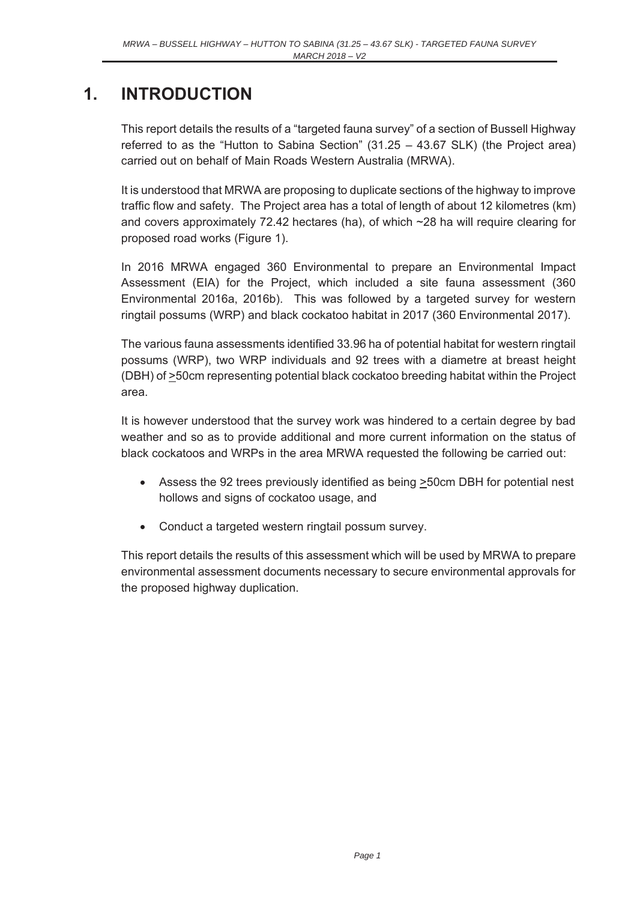# 1. INTRODUCTION

This report details the results of a "targeted fauna survey" of a section of Bussell Highway referred to as the "Hutton to Sabina Section" (31.25 – 43.67 SLK) (the Project area) carried out on behalf of Main Roads Western Australia (MRWA).

It is understood that MRWA are proposing to duplicate sections of the highway to improve traffic flow and safety. The Project area has a total of length of about 12 kilometres (km) and covers approximately 72.42 hectares (ha), of which ~28 ha will require clearing for proposed road works (Figure 1).

In 2016 MRWA engaged 360 Environmental to prepare an Environmental Impact Assessment (EIA) for the Project, which included a site fauna assessment (360 Environmental 2016a, 2016b). This was followed by a targeted survey for western ringtail possums (WRP) and black cockatoo habitat in 2017 (360 Environmental 2017).

The various fauna assessments identified 33.96 ha of potential habitat for western ringtail possums (WRP), two WRP individuals and 92 trees with a diametre at breast height (DBH) of ≥50cm representing potential black cockatoo breeding habitat within the Project area.

It is however understood that the survey work was hindered to a certain degree by bad weather and so as to provide additional and more current information on the status of black cockatoos and WRPs in the area MRWA requested the following be carried out:

- Assess the 92 trees previously identified as being ≥50cm DBH for potential nest hollows and signs of cockatoo usage, and
- Conduct a targeted western ringtail possum survey.

This report details the results of this assessment which will be used by MRWA to prepare environmental assessment documents necessary to secure environmental approvals for the proposed highway duplication.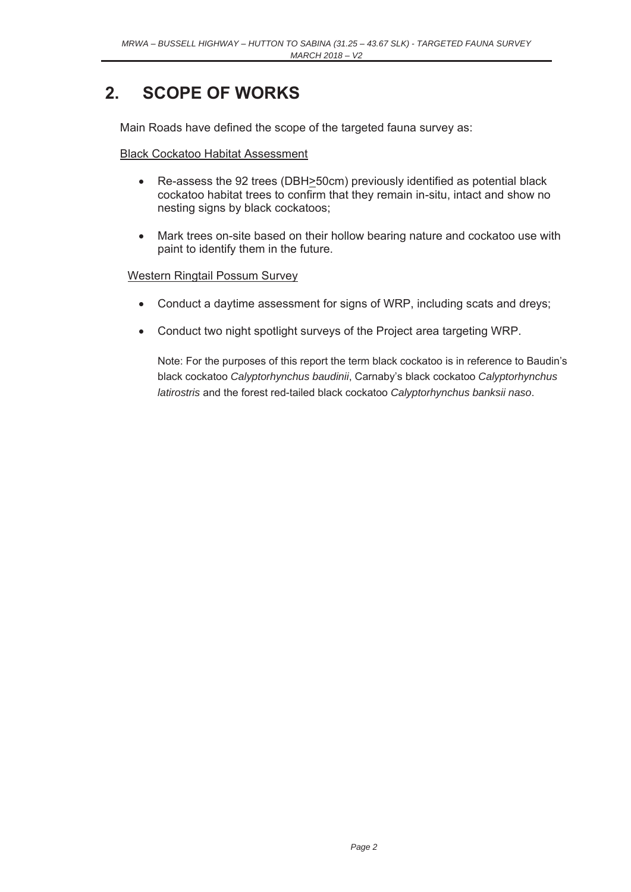# 2. SCOPE OF WORKS

Main Roads have defined the scope of the targeted fauna survey as:

Black Cockatoo Habitat Assessment

- Re-assess the 92 trees (DBH≥50cm) previously identified as potential black cockatoo habitat trees to confirm that they remain in-situ, intact and show no nesting signs by black cockatoos;
- Mark trees on-site based on their hollow bearing nature and cockatoo use with paint to identify them in the future.

Western Ringtail Possum Survey

- Conduct a daytime assessment for signs of WRP, including scats and dreys;
- Conduct two night spotlight surveys of the Project area targeting WRP.

Note: For the purposes of this report the term black cockatoo is in reference to Baudin's black cockatoo *Calyptorhynchus baudinii*, Carnaby's black cockatoo *Calyptorhynchus latirostris* and the forest red-tailed black cockatoo *Calyptorhynchus banksii naso*.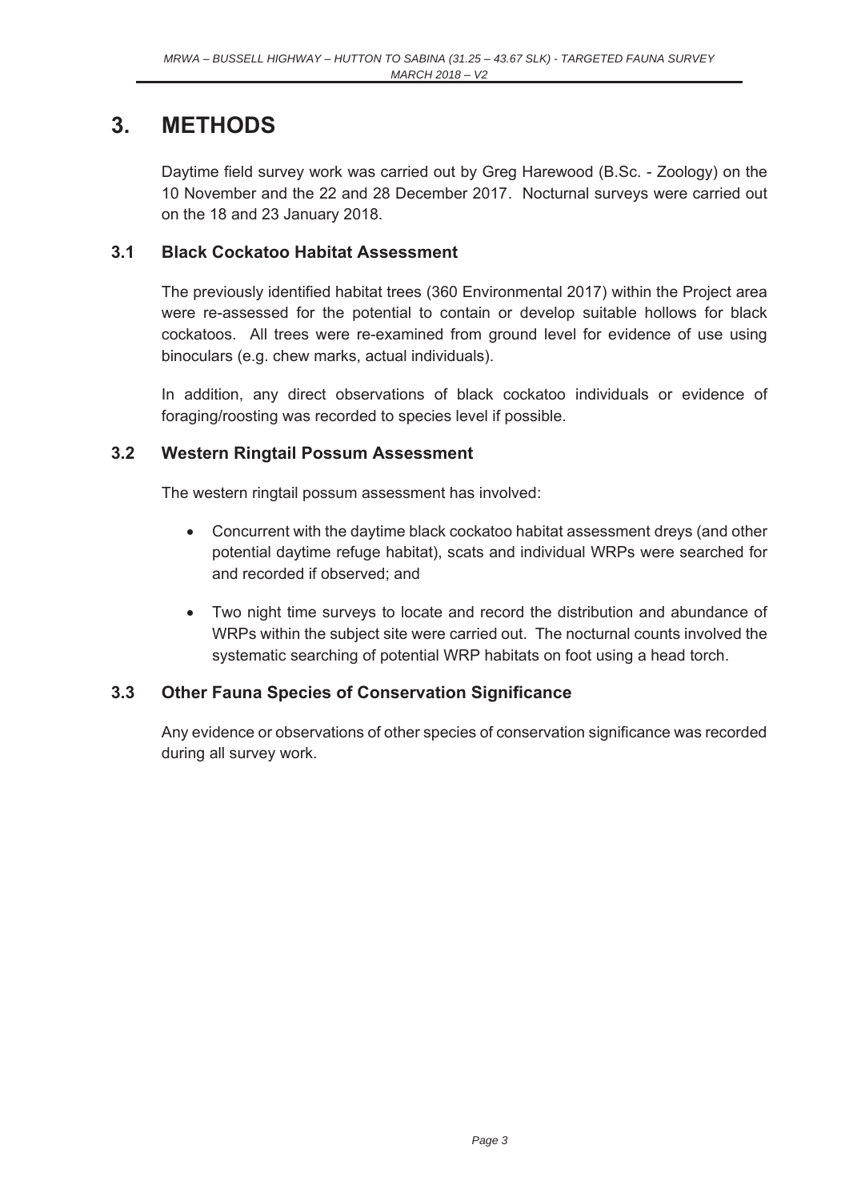# 3. METHODS

Daytime field survey work was carried out by Greg Harewood (B.Sc. - Zoology) on the 10 November and the 22 and 28 December 2017. Nocturnal surveys were carried out on the 18 and 23 January 2018.

## 3.1 Black Cockatoo Habitat Assessment

The previously identified habitat trees (360 Environmental 2017) within the Project area were re-assessed for the potential to contain or develop suitable hollows for black cockatoos. All trees were re-examined from ground level for evidence of use using binoculars (e.g. chew marks, actual individuals).

In addition, any direct observations of black cockatoo individuals or evidence of foraging/roosting was recorded to species level if possible.

## 3.2 Western Ringtail Possum Assessment

The western ringtail possum assessment has involved:

- Concurrent with the daytime black cockatoo habitat assessment dreys (and other potential daytime refuge habitat), scats and individual WRPs were searched for and recorded if observed; and
- Two night time surveys to locate and record the distribution and abundance of WRPs within the subject site were carried out. The nocturnal counts involved the systematic searching of potential WRP habitats on foot using a head torch.

## 3.3 Other Fauna Species of Conservation Significance

Any evidence or observations of other species of conservation significance was recorded during all survey work.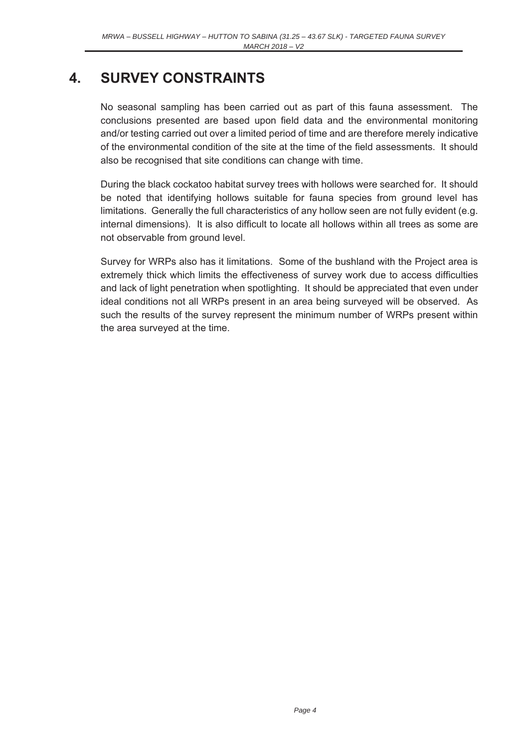# 4. SURVEY CONSTRAINTS

No seasonal sampling has been carried out as part of this fauna assessment. The conclusions presented are based upon field data and the environmental monitoring and/or testing carried out over a limited period of time and are therefore merely indicative of the environmental condition of the site at the time of the field assessments. It should also be recognised that site conditions can change with time.

During the black cockatoo habitat survey trees with hollows were searched for. It should be noted that identifying hollows suitable for fauna species from ground level has limitations. Generally the full characteristics of any hollow seen are not fully evident (e.g. internal dimensions). It is also difficult to locate all hollows within all trees as some are not observable from ground level.

Survey for WRPs also has it limitations. Some of the bushland with the Project area is extremely thick which limits the effectiveness of survey work due to access difficulties and lack of light penetration when spotlighting. It should be appreciated that even under ideal conditions not all WRPs present in an area being surveyed will be observed. As such the results of the survey represent the minimum number of WRPs present within the area surveyed at the time.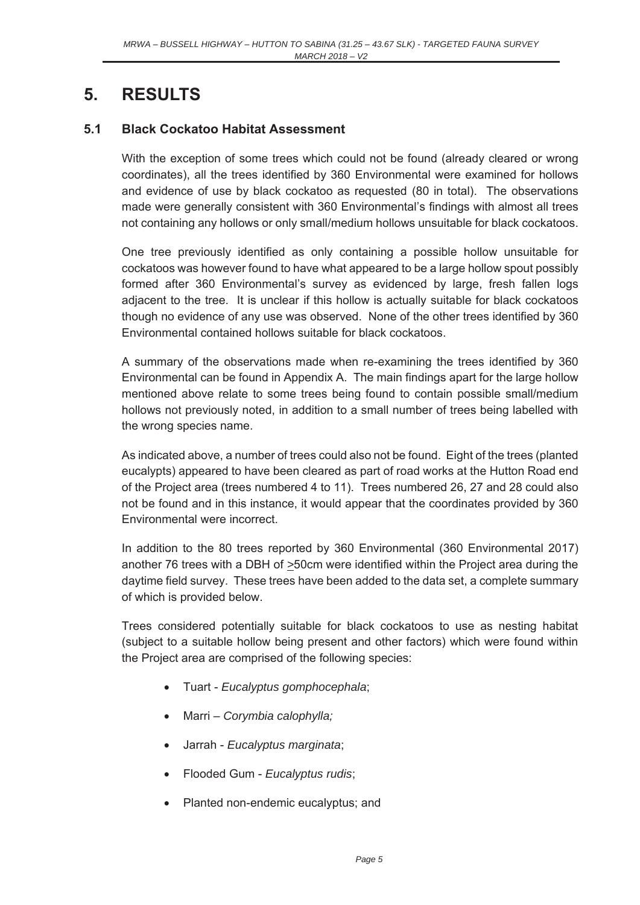# 5. RESULTS

## 5.1 Black Cockatoo Habitat Assessment

With the exception of some trees which could not be found (already cleared or wrong coordinates), all the trees identified by 360 Environmental were examined for hollows and evidence of use by black cockatoo as requested (80 in total). The observations made were generally consistent with 360 Environmental's findings with almost all trees not containing any hollows or only small/medium hollows unsuitable for black cockatoos.

One tree previously identified as only containing a possible hollow unsuitable for cockatoos was however found to have what appeared to be a large hollow spout possibly formed after 360 Environmental's survey as evidenced by large, fresh fallen logs adjacent to the tree. It is unclear if this hollow is actually suitable for black cockatoos though no evidence of any use was observed. None of the other trees identified by 360 Environmental contained hollows suitable for black cockatoos.

A summary of the observations made when re-examining the trees identified by 360 Environmental can be found in Appendix A. The main findings apart for the large hollow mentioned above relate to some trees being found to contain possible small/medium hollows not previously noted, in addition to a small number of trees being labelled with the wrong species name.

As indicated above, a number of trees could also not be found. Eight of the trees (planted eucalypts) appeared to have been cleared as part of road works at the Hutton Road end of the Project area (trees numbered 4 to 11). Trees numbered 26, 27 and 28 could also not be found and in this instance, it would appear that the coordinates provided by 360 Environmental were incorrect.

In addition to the 80 trees reported by 360 Environmental (360 Environmental 2017) another 76 trees with a DBH of $\geq$50cm were identified within the Project area during the daytime field survey. These trees have been added to the data set, a complete summary of which is provided below.

Trees considered potentially suitable for black cockatoos to use as nesting habitat (subject to a suitable hollow being present and other factors) which were found within the Project area are comprised of the following species:

- Tuart - *Eucalyptus gomphocephala*;
- Marri – *Corymbia calophylla;*
- Jarrah - *Eucalyptus marginata*;
- Flooded Gum - *Eucalyptus rudis*;
- Planted non-endemic eucalyptus; and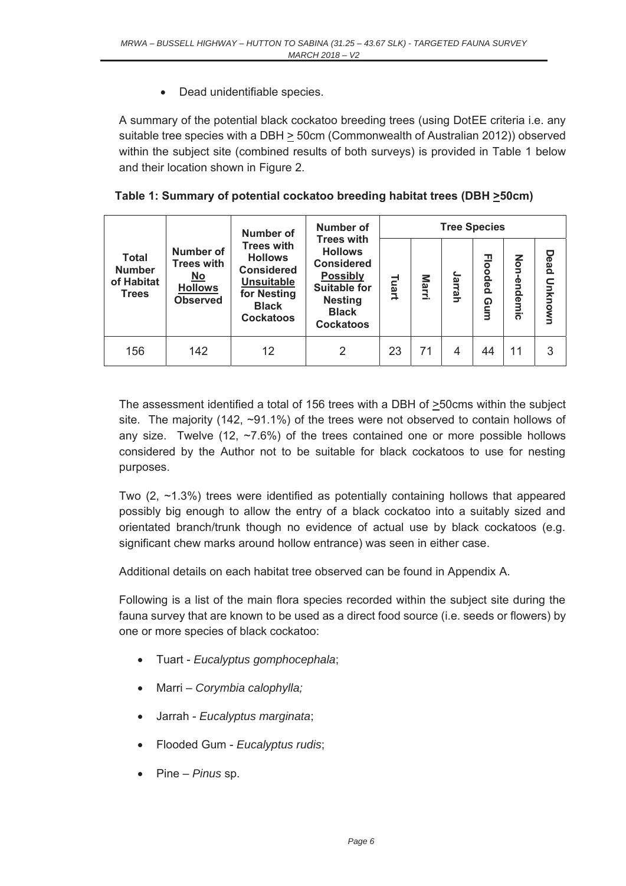- Dead unidentifiable species.

A summary of the potential black cockatoo breeding trees (using DotEE criteria i.e. any suitable tree species with a DBH ≥ 50cm (Commonwealth of Australian 2012)) observed within the subject site (combined results of both surveys) is provided in Table 1 below and their location shown in Figure 2.

**Table 1: Summary of potential cockatoo breeding habitat trees (DBH ≥50cm)**

| Total Number of Habitat Trees | Number of Trees with No Hollows Observed | Number of Trees with Hollows Considered Unsuitable for Nesting Black Cockatoos | Number of Trees with Hollows Considered Possibly Suitable for Nesting Black Cockatoos | Tree Species | | | | | |
|---|---|---|---|---|---|---|---|---|---|
| | | | | Tuart | Marri | Jarrah | Flooded Gum | Non-endemic | Dead Unknown |
| 156 | 142 | 12 | 2 | 23 | 71 | 4 | 44 | 11 | 3 |

The assessment identified a total of 156 trees with a DBH of ≥50cms within the subject site. The majority (142, ~91.1%) of the trees were not observed to contain hollows of any size. Twelve (12, ~7.6%) of the trees contained one or more possible hollows considered by the Author not to be suitable for black cockatoos to use for nesting purposes.

Two (2, ~1.3%) trees were identified as potentially containing hollows that appeared possibly big enough to allow the entry of a black cockatoo into a suitably sized and orientated branch/trunk though no evidence of actual use by black cockatoos (e.g. significant chew marks around hollow entrance) was seen in either case.

Additional details on each habitat tree observed can be found in Appendix A.

Following is a list of the main flora species recorded within the subject site during the fauna survey that are known to be used as a direct food source (i.e. seeds or flowers) by one or more species of black cockatoo:

- Tuart - *Eucalyptus gomphocephala*;
- Marri – *Corymbia calophylla;*
- Jarrah - *Eucalyptus marginata*;
- Flooded Gum - *Eucalyptus rudis*;
- Pine – *Pinus* sp.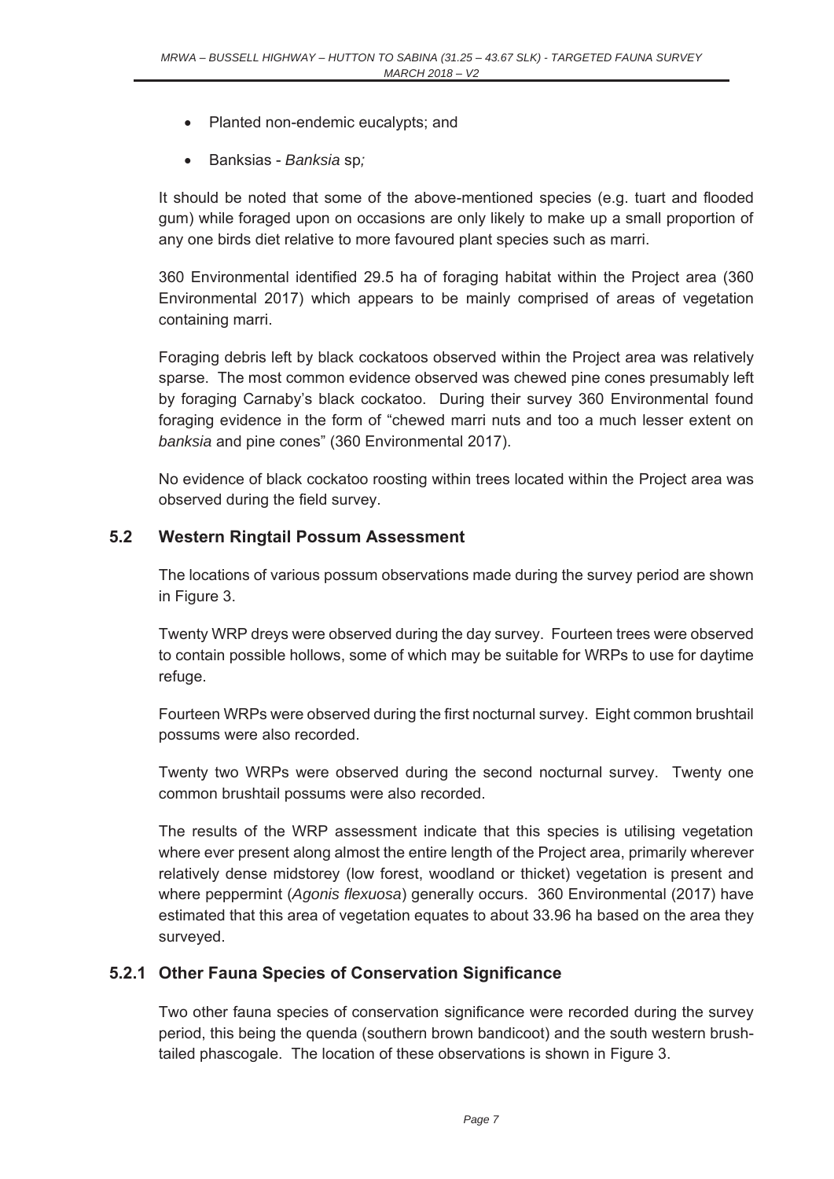- Planted non-endemic eucalypts; and
- Banksias - *Banksia* sp*;*

It should be noted that some of the above-mentioned species (e.g. tuart and flooded gum) while foraged upon on occasions are only likely to make up a small proportion of any one birds diet relative to more favoured plant species such as marri.

360 Environmental identified 29.5 ha of foraging habitat within the Project area (360 Environmental 2017) which appears to be mainly comprised of areas of vegetation containing marri.

Foraging debris left by black cockatoos observed within the Project area was relatively sparse. The most common evidence observed was chewed pine cones presumably left by foraging Carnaby's black cockatoo. During their survey 360 Environmental found foraging evidence in the form of "chewed marri nuts and too a much lesser extent on *banksia* and pine cones" (360 Environmental 2017).

No evidence of black cockatoo roosting within trees located within the Project area was observed during the field survey.

## 5.2 Western Ringtail Possum Assessment

The locations of various possum observations made during the survey period are shown in Figure 3.

Twenty WRP dreys were observed during the day survey. Fourteen trees were observed to contain possible hollows, some of which may be suitable for WRPs to use for daytime refuge.

Fourteen WRPs were observed during the first nocturnal survey. Eight common brushtail possums were also recorded.

Twenty two WRPs were observed during the second nocturnal survey. Twenty one common brushtail possums were also recorded.

The results of the WRP assessment indicate that this species is utilising vegetation where ever present along almost the entire length of the Project area, primarily wherever relatively dense midstorey (low forest, woodland or thicket) vegetation is present and where peppermint (*Agonis flexuosa*) generally occurs. 360 Environmental (2017) have estimated that this area of vegetation equates to about 33.96 ha based on the area they surveyed.

### 5.2.1 Other Fauna Species of Conservation Significance

Two other fauna species of conservation significance were recorded during the survey period, this being the quenda (southern brown bandicoot) and the south western brush-tailed phascogale. The location of these observations is shown in Figure 3.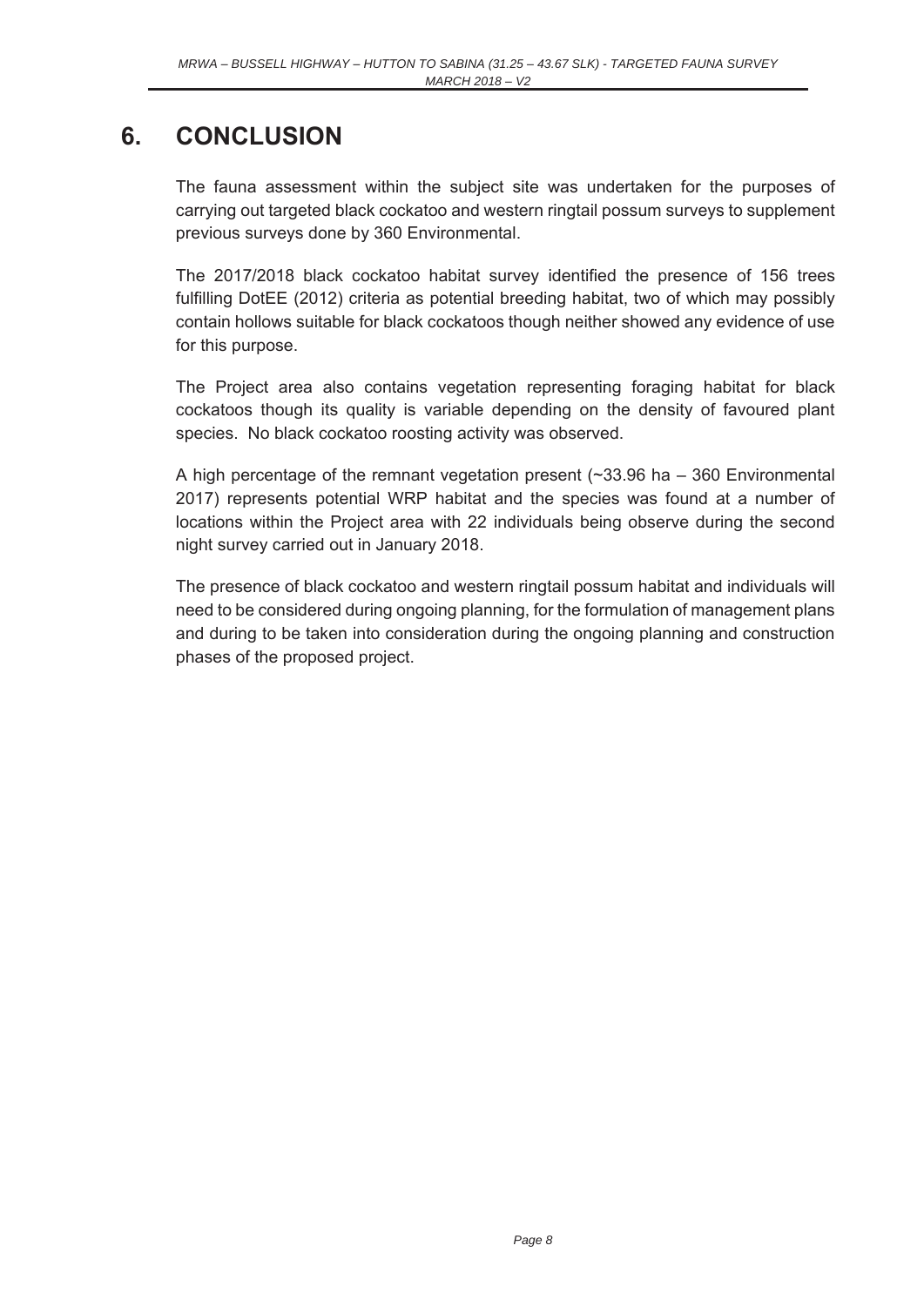# 6. CONCLUSION

The fauna assessment within the subject site was undertaken for the purposes of carrying out targeted black cockatoo and western ringtail possum surveys to supplement previous surveys done by 360 Environmental.

The 2017/2018 black cockatoo habitat survey identified the presence of 156 trees fulfilling DotEE (2012) criteria as potential breeding habitat, two of which may possibly contain hollows suitable for black cockatoos though neither showed any evidence of use for this purpose.

The Project area also contains vegetation representing foraging habitat for black cockatoos though its quality is variable depending on the density of favoured plant species. No black cockatoo roosting activity was observed.

A high percentage of the remnant vegetation present (~33.96 ha – 360 Environmental 2017) represents potential WRP habitat and the species was found at a number of locations within the Project area with 22 individuals being observe during the second night survey carried out in January 2018.

The presence of black cockatoo and western ringtail possum habitat and individuals will need to be considered during ongoing planning, for the formulation of management plans and during to be taken into consideration during the ongoing planning and construction phases of the proposed project.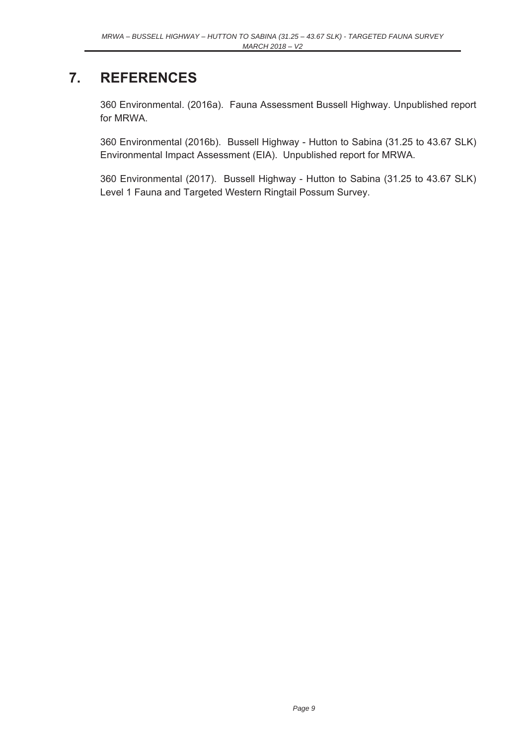# 7. REFERENCES

360 Environmental. (2016a). Fauna Assessment Bussell Highway. Unpublished report for MRWA.

360 Environmental (2016b). Bussell Highway - Hutton to Sabina (31.25 to 43.67 SLK) Environmental Impact Assessment (EIA). Unpublished report for MRWA.

360 Environmental (2017). Bussell Highway - Hutton to Sabina (31.25 to 43.67 SLK) Level 1 Fauna and Targeted Western Ringtail Possum Survey.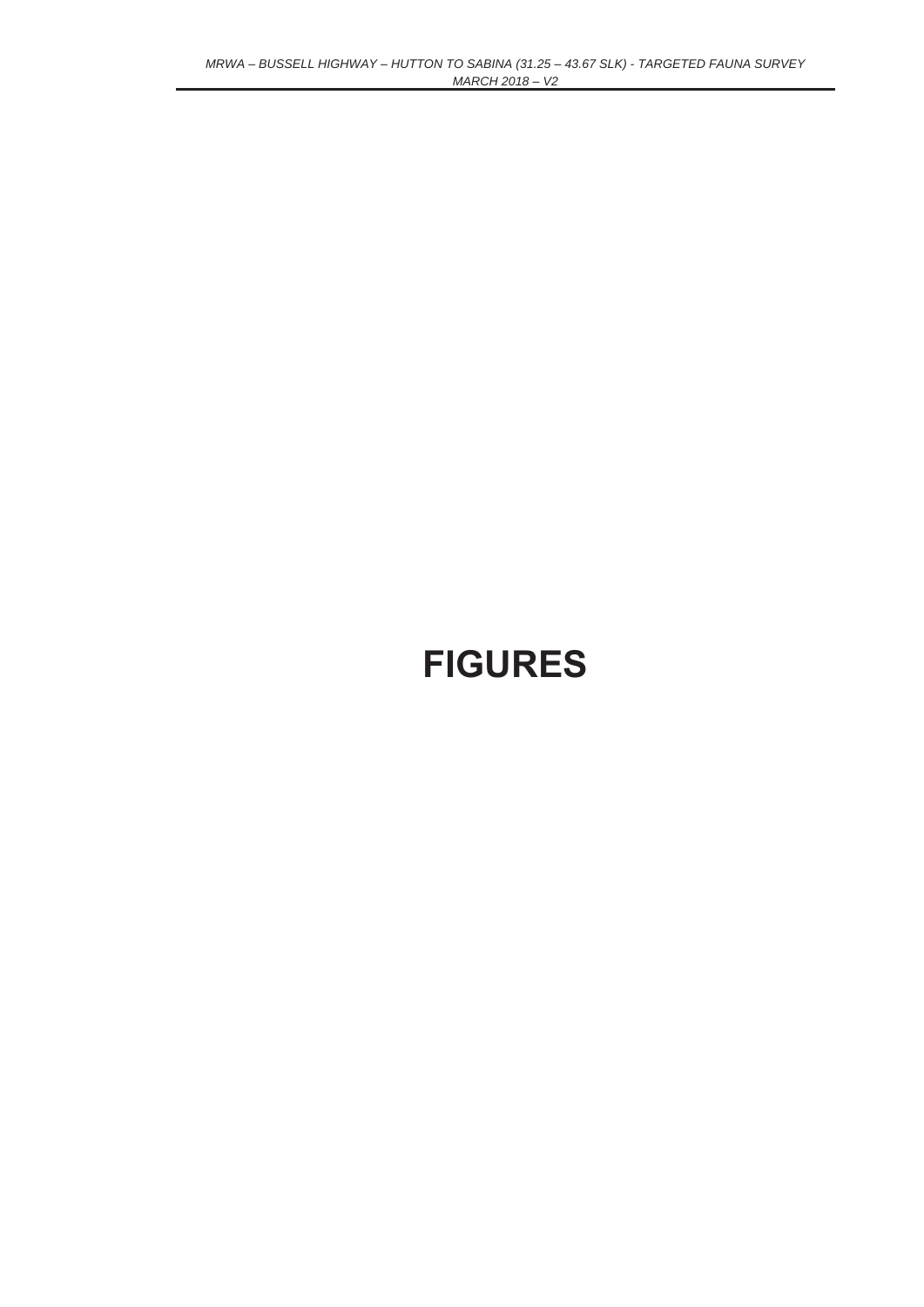# FIGURES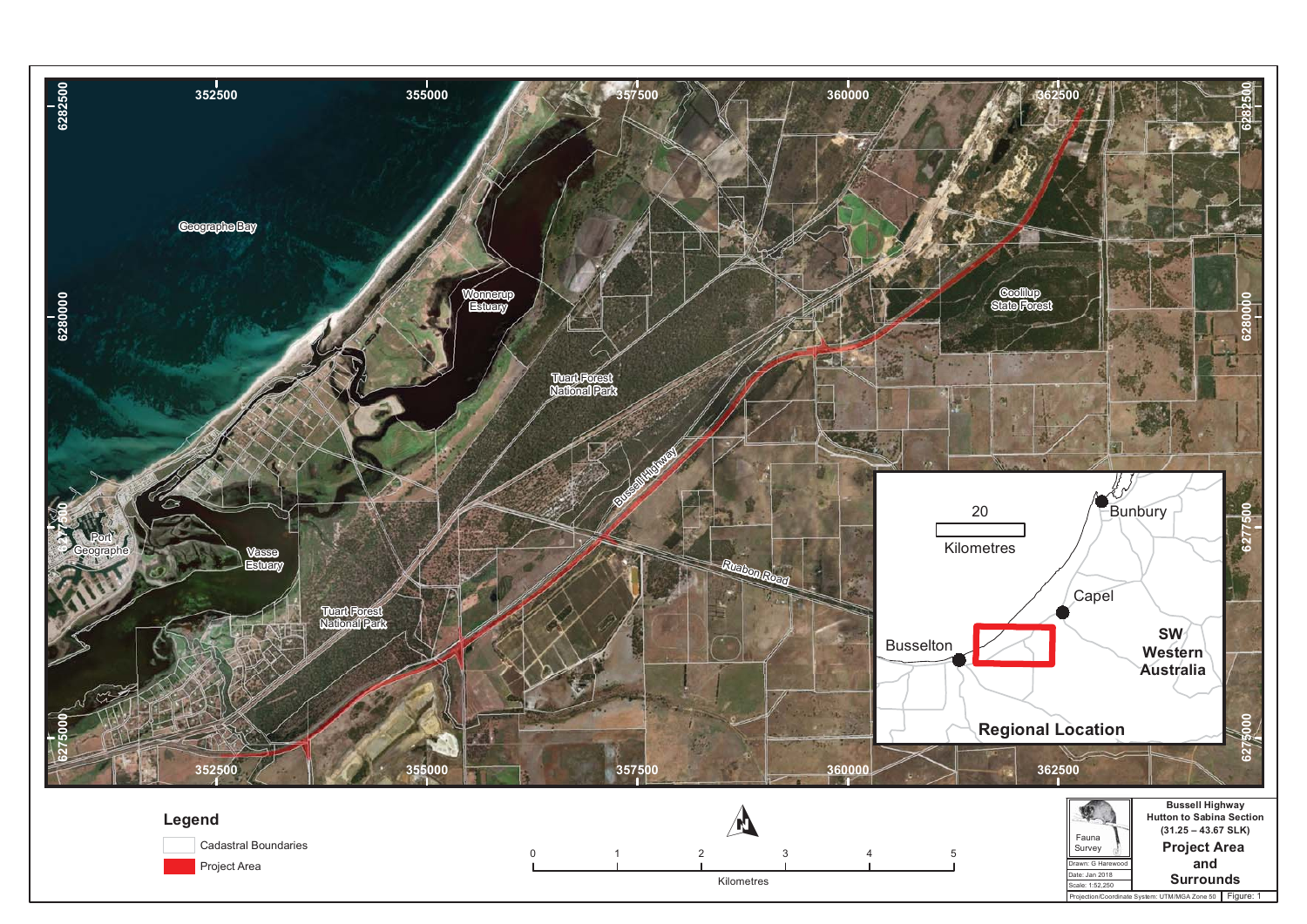Geographe Bay

Wonnerup Estuary

Tuart Forest National Park

Port Geographe

Vasse Estuary

Tuart Forest National Park

Bussell Highway

Ruabon Road

Ludlow State Forest

352500 | 355000 | 357500 | 360000 | 362500

6282500 | 6280000 | 6277500 | 6275000

**Regional Location**

Bunbury

Capel

Busselton

SW Western Australia

20 Kilometres

## Legend

- Cadastral Boundaries
- Project Area

0 1 2 3 4 5

Kilometres

Fauna Survey

Drawn: G Harewood

Date: Jan 2018

Scale: 1:52,250

Projection/Coordinate System: UTM/MGA Zone 50

**Bussell Highway Hutton to Sabina Section (31.25 – 43.67 SLK)**

**Project Area and Surrounds**

Figure: 1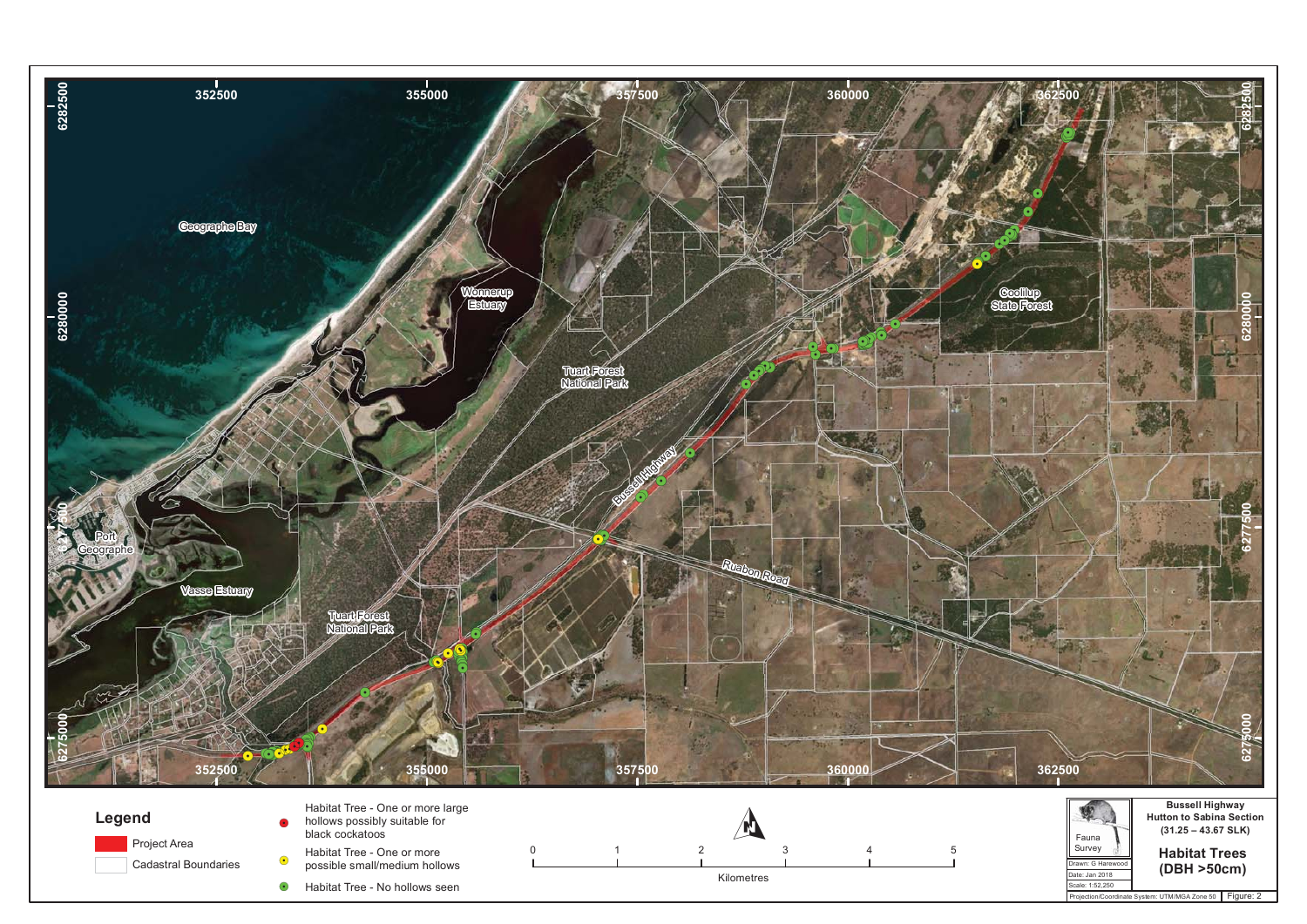352500 355000 357500 360000 362500

6282500

6280000

6277500

6275000

Geographe Bay

Wonnerup Estuary

Tuart Forest National Park

Coolilup State Forest

Port Geographe

Vasse Estuary

Tuart Forest National Park

Bussell Highway

Ruabon Road

## Legend

- Project Area
- Cadastral Boundaries
- Habitat Tree - One or more large hollows possibly suitable for black cockatoos
- Habitat Tree - One or more possible small/medium hollows
- Habitat Tree - No hollows seen

0 1 2 3 4 5

Kilometres

Fauna Survey

Drawn: G Harewood

Date: Jan 2018

Scale: 1:52,250

Projection/Coordinate System: UTM/MGA Zone 50

**Bussell Highway**
**Hutton to Sabina Section**
**(31.25 – 43.67 SLK)**

**Habitat Trees**
**(DBH >50cm)**

Figure: 2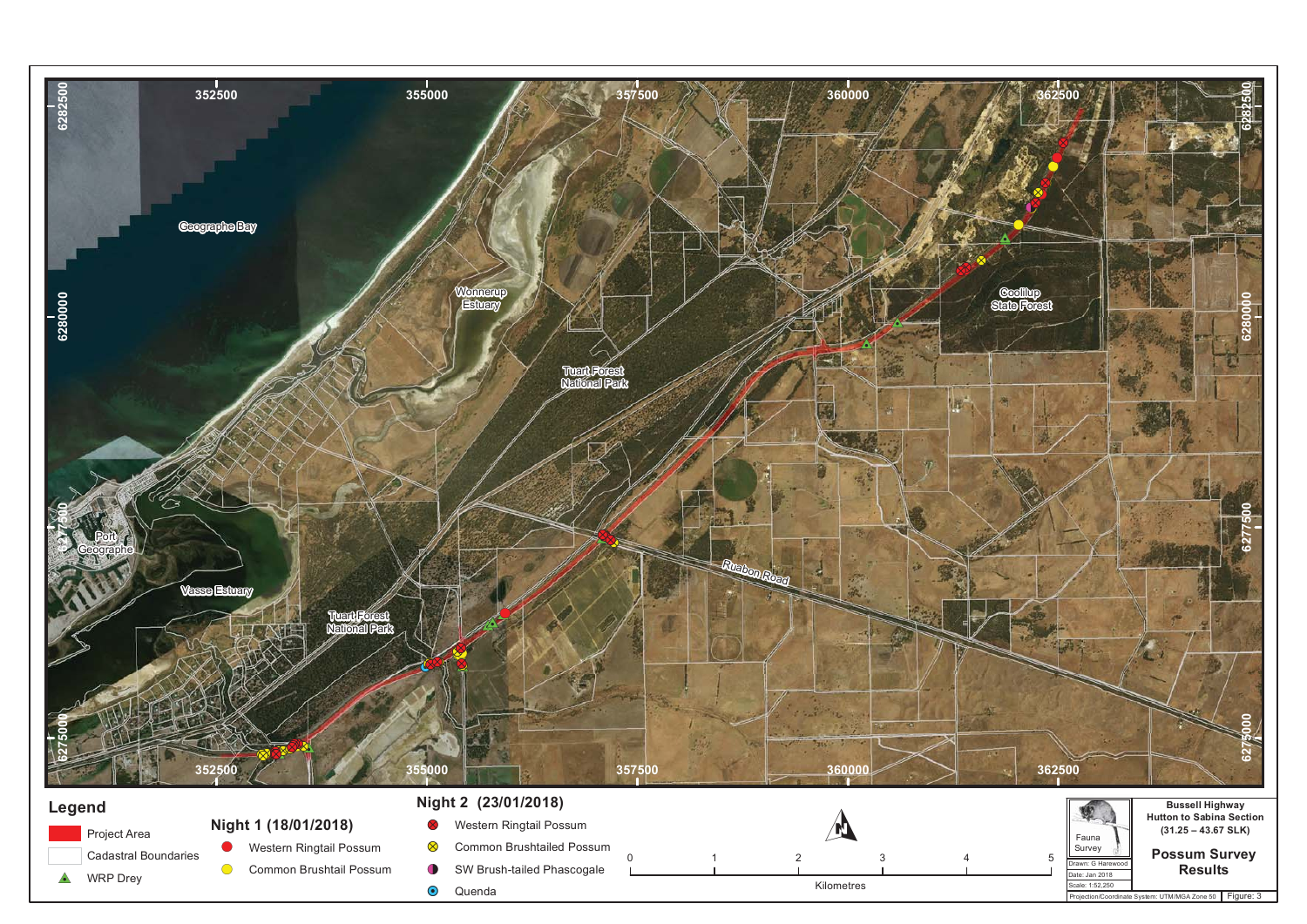352500 | 355000 | 357500 | 360000 | 362500

6282500 | 6280000 | 6277500 | 6275000

Geographe Bay

Wonnerup Estuary

Tuart Forest National Park

Coolilup State Forest

Port Geographe

Vasse Estuary

Tuart Forest National Park

Ruabon Road

## Legend

- Project Area
- Cadastral Boundaries
- WRP Drey

**Night 1 (18/01/2018)**

- Western Ringtail Possum
- Common Brushtail Possum

**Night 2 (23/01/2018)**

- Western Ringtail Possum
- Common Brushtailed Possum
- SW Brush-tailed Phascogale
- Quenda

0 1 2 3 4 5

Kilometres

Fauna Survey

Drawn: G Harewood

Date: Jan 2018

Scale: 1:52,250

Projection/Coordinate System: UTM/MGA Zone 50

**Bussell Highway Hutton to Sabina Section (31.25 – 43.67 SLK)**

**Possum Survey Results**

Figure: 3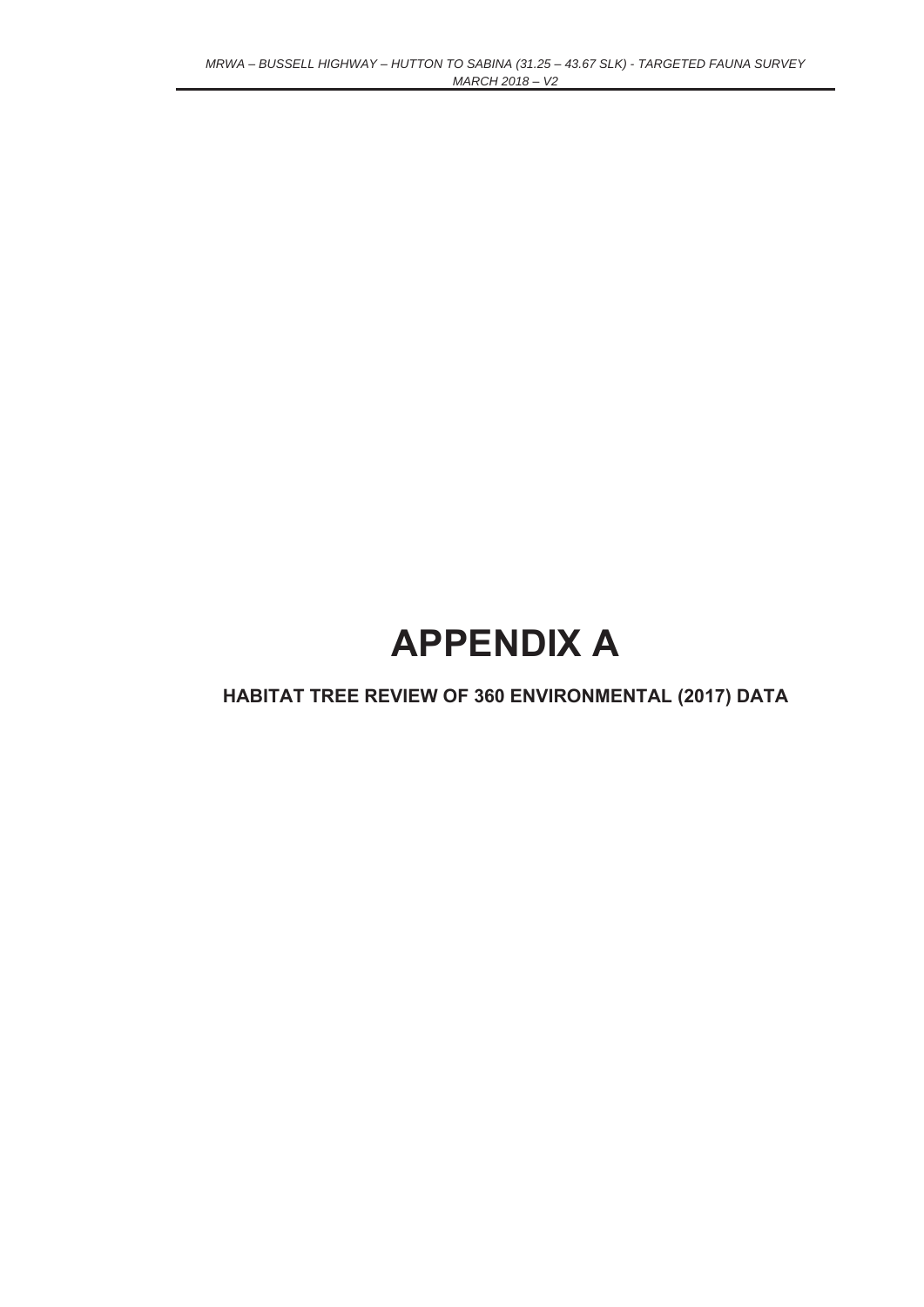# APPENDIX A

## HABITAT TREE REVIEW OF 360 ENVIRONMENTAL (2017) DATA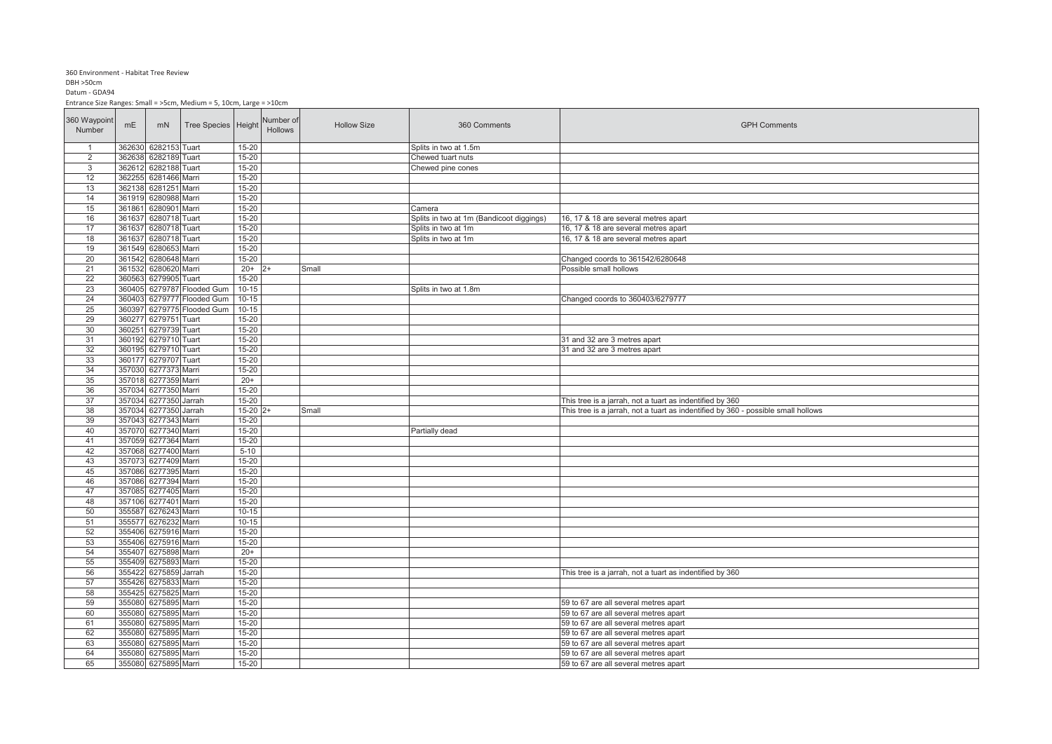360 Environment - Habitat Tree Review

DBH >50cm

Datum - GDA94

Entrance Size Ranges: Small = >5cm, Medium = 5, 10cm, Large = >10cm

| 360 Waypoint Number | mE | mN | Tree Species | Height | Number of Hollows | Hollow Size | 360 Comments | GPH Comments |
|---|---|---|---|---|---|---|---|---|
| 1 | 362630 | 6282153 | Tuart | 15-20 | | | Splits in two at 1.5m | |
| 2 | 362638 | 6282189 | Tuart | 15-20 | | | Chewed tuart nuts | |
| 3 | 362612 | 6282188 | Tuart | 15-20 | | | Chewed pine cones | |
| 12 | 362255 | 6281466 | Marri | 15-20 | | | | |
| 13 | 362138 | 6281251 | Marri | 15-20 | | | | |
| 14 | 361919 | 6280988 | Marri | 15-20 | | | | |
| 15 | 361861 | 6280901 | Marri | 15-20 | | | Camera | |
| 16 | 361637 | 6280718 | Tuart | 15-20 | | | Splits in two at 1m (Bandicoot diggings) | 16, 17 & 18 are several metres apart |
| 17 | 361637 | 6280718 | Tuart | 15-20 | | | Splits in two at 1m | 16, 17 & 18 are several metres apart |
| 18 | 361637 | 6280718 | Tuart | 15-20 | | | Splits in two at 1m | 16, 17 & 18 are several metres apart |
| 19 | 361549 | 6280653 | Marri | 15-20 | | | | |
| 20 | 361542 | 6280648 | Marri | 15-20 | | | | Changed coords to 361542/6280648 |
| 21 | 361532 | 6280620 | Marri | 20+ | 2+ | Small | | Possible small hollows |
| 22 | 360563 | 6279905 | Tuart | 15-20 | | | | |
| 23 | 360405 | 6279787 | Flooded Gum | 10-15 | | | Splits in two at 1.8m | |
| 24 | 360403 | 6279777 | Flooded Gum | 10-15 | | | | Changed coords to 360403/6279777 |
| 25 | 360397 | 6279775 | Flooded Gum | 10-15 | | | | |
| 29 | 360277 | 6279751 | Tuart | 15-20 | | | | |
| 30 | 360251 | 6279739 | Tuart | 15-20 | | | | |
| 31 | 360192 | 6279710 | Tuart | 15-20 | | | | 31 and 32 are 3 metres apart |
| 32 | 360195 | 6279710 | Tuart | 15-20 | | | | 31 and 32 are 3 metres apart |
| 33 | 360177 | 6279707 | Tuart | 15-20 | | | | |
| 34 | 357030 | 6277373 | Marri | 15-20 | | | | |
| 35 | 357018 | 6277359 | Marri | 20+ | | | | |
| 36 | 357034 | 6277350 | Marri | 15-20 | | | | |
| 37 | 357034 | 6277350 | Jarrah | 15-20 | | | | This tree is a jarrah, not a tuart as indentified by 360 |
| 38 | 357034 | 6277350 | Jarrah | 15-20 | 2+ | Small | | This tree is a jarrah, not a tuart as indentified by 360 - possible small hollows |
| 39 | 357043 | 6277343 | Marri | 15-20 | | | | |
| 40 | 357070 | 6277340 | Marri | 15-20 | | | Partially dead | |
| 41 | 357059 | 6277364 | Marri | 15-20 | | | | |
| 42 | 357068 | 6277400 | Marri | 5-10 | | | | |
| 43 | 357073 | 6277409 | Marri | 15-20 | | | | |
| 45 | 357086 | 6277395 | Marri | 15-20 | | | | |
| 46 | 357086 | 6277394 | Marri | 15-20 | | | | |
| 47 | 357085 | 6277405 | Marri | 15-20 | | | | |
| 48 | 357106 | 6277401 | Marri | 15-20 | | | | |
| 50 | 355587 | 6276243 | Marri | 10-15 | | | | |
| 51 | 355577 | 6276232 | Marri | 10-15 | | | | |
| 52 | 355406 | 6275916 | Marri | 15-20 | | | | |
| 53 | 355406 | 6275916 | Marri | 15-20 | | | | |
| 54 | 355407 | 6275898 | Marri | 20+ | | | | |
| 55 | 355409 | 6275893 | Marri | 15-20 | | | | |
| 56 | 355422 | 6275859 | Jarrah | 15-20 | | | | This tree is a jarrah, not a tuart as indentified by 360 |
| 57 | 355426 | 6275833 | Marri | 15-20 | | | | |
| 58 | 355425 | 6275825 | Marri | 15-20 | | | | |
| 59 | 355080 | 6275895 | Marri | 15-20 | | | | 59 to 67 are all several metres apart |
| 60 | 355080 | 6275895 | Marri | 15-20 | | | | 59 to 67 are all several metres apart |
| 61 | 355080 | 6275895 | Marri | 15-20 | | | | 59 to 67 are all several metres apart |
| 62 | 355080 | 6275895 | Marri | 15-20 | | | | 59 to 67 are all several metres apart |
| 63 | 355080 | 6275895 | Marri | 15-20 | | | | 59 to 67 are all several metres apart |
| 64 | 355080 | 6275895 | Marri | 15-20 | | | | 59 to 67 are all several metres apart |
| 65 | 355080 | 6275895 | Marri | 15-20 | | | | 59 to 67 are all several metres apart |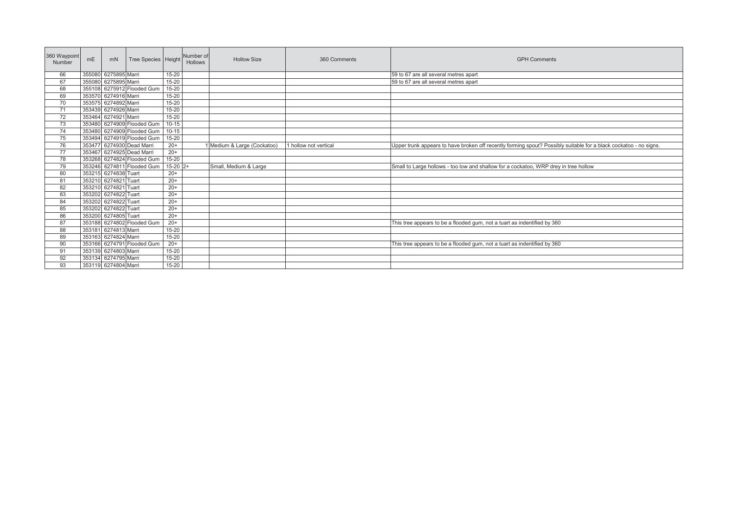| 360 Waypoint Number | mE | mN | Tree Species | Height | Number of Hollows | Hollow Size | 360 Comments | GPH Comments |
|---|---|---|---|---|---|---|---|---|
| 66 | 355080 | 6275895 | Marri | 15-20 | | | | 59 to 67 are all several metres apart |
| 67 | 355080 | 6275895 | Marri | 15-20 | | | | 59 to 67 are all several metres apart |
| 68 | 355108 | 6275912 | Flooded Gum | 15-20 | | | | |
| 69 | 353570 | 6274916 | Marri | 15-20 | | | | |
| 70 | 353575 | 6274892 | Marri | 15-20 | | | | |
| 71 | 353439 | 6274926 | Marri | 15-20 | | | | |
| 72 | 353464 | 6274921 | Marri | 15-20 | | | | |
| 73 | 353480 | 6274909 | Flooded Gum | 10-15 | | | | |
| 74 | 353480 | 6274909 | Flooded Gum | 10-15 | | | | |
| 75 | 353494 | 6274919 | Flooded Gum | 15-20 | | | | |
| 76 | 353477 | 6274930 | Dead Marri | 20+ | 1 | Medium & Large (Cockatoo) | 1 hollow not vertical | Upper trunk appears to have broken off recently forming spout? Possibly suitable for a black cockatoo - no signs. |
| 77 | 353467 | 6274925 | Dead Marri | 20+ | | | | |
| 78 | 353268 | 6274824 | Flooded Gum | 15-20 | | | | |
| 79 | 353246 | 6274811 | Flooded Gum | 15-20 | 2+ | Small, Medium & Large | | Small to Large hollows - too low and shallow for a cockatoo, WRP drey in tree hollow |
| 80 | 353215 | 6274838 | Tuart | 20+ | | | | |
| 81 | 353210 | 6274821 | Tuart | 20+ | | | | |
| 82 | 353210 | 6274821 | Tuart | 20+ | | | | |
| 83 | 353202 | 6274822 | Tuart | 20+ | | | | |
| 84 | 353202 | 6274822 | Tuart | 20+ | | | | |
| 85 | 353202 | 6274822 | Tuart | 20+ | | | | |
| 86 | 353200 | 6274805 | Tuart | 20+ | | | | |
| 87 | 353188 | 6274802 | Flooded Gum | 20+ | | | | This tree appears to be a flooded gum, not a tuart as indentified by 360 |
| 88 | 353181 | 6274813 | Marri | 15-20 | | | | |
| 89 | 353163 | 6274824 | Marri | 15-20 | | | | |
| 90 | 353166 | 6274791 | Flooded Gum | 20+ | | | | This tree appears to be a flooded gum, not a tuart as indentified by 360 |
| 91 | 353139 | 6274803 | Marri | 15-20 | | | | |
| 92 | 353134 | 6274795 | Marri | 15-20 | | | | |
| 93 | 353119 | 6274804 | Marri | 15-20 | | | | |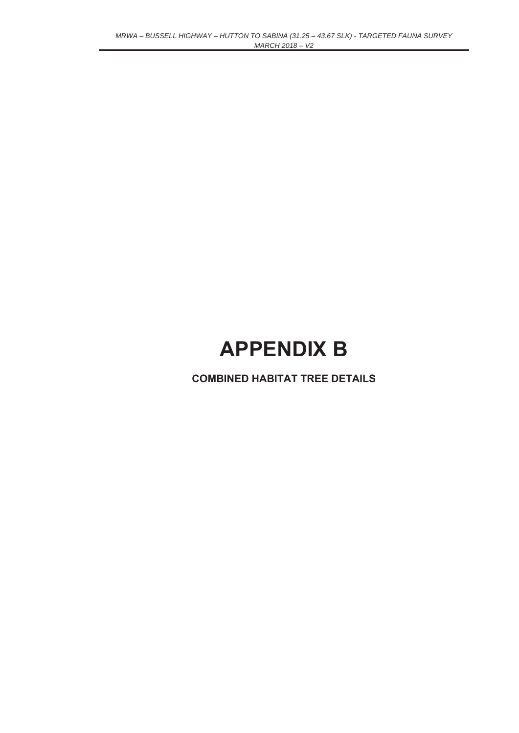# APPENDIX B

**COMBINED HABITAT TREE DETAILS**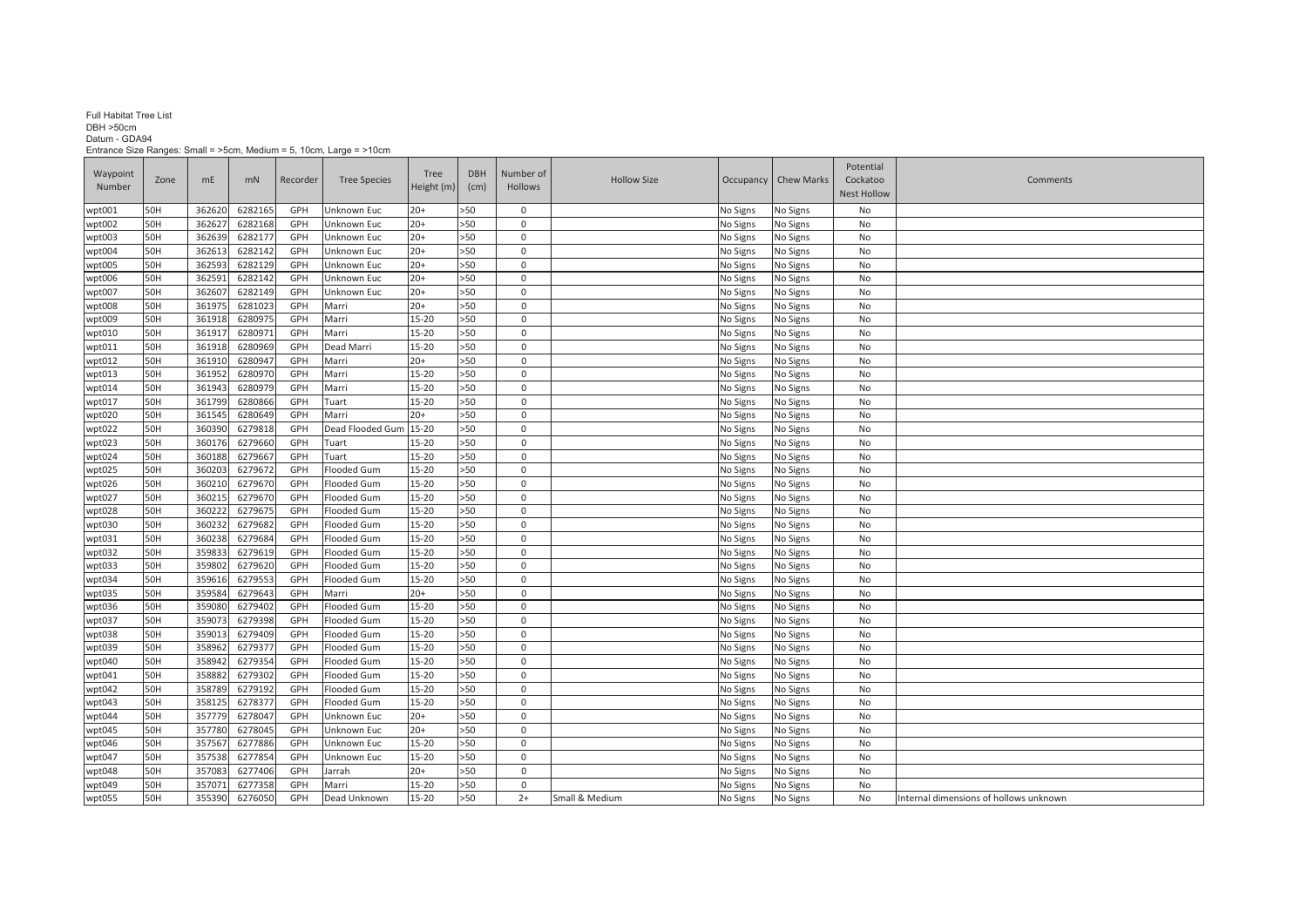Full Habitat Tree List
DBH >50cm
Datum - GDA94
Entrance Size Ranges: Small = >5cm, Medium = 5, 10cm, Large = >10cm

| Waypoint Number | Zone | mE | mN | Recorder | Tree Species | Tree Height (m) | DBH (cm) | Number of Hollows | Hollow Size | Occupancy | Chew Marks | Potential Cockatoo Nest Hollow | Comments |
|---|---|---|---|---|---|---|---|---|---|---|---|---|---|
| wpt001 | 50H | 362620 | 6282165 | GPH | Unknown Euc | 20+ | >50 | 0 | | No Signs | No Signs | No | |
| wpt002 | 50H | 362627 | 6282168 | GPH | Unknown Euc | 20+ | >50 | 0 | | No Signs | No Signs | No | |
| wpt003 | 50H | 362639 | 6282177 | GPH | Unknown Euc | 20+ | >50 | 0 | | No Signs | No Signs | No | |
| wpt004 | 50H | 362613 | 6282142 | GPH | Unknown Euc | 20+ | >50 | 0 | | No Signs | No Signs | No | |
| wpt005 | 50H | 362593 | 6282129 | GPH | Unknown Euc | 20+ | >50 | 0 | | No Signs | No Signs | No | |
| wpt006 | 50H | 362591 | 6282142 | GPH | Unknown Euc | 20+ | >50 | 0 | | No Signs | No Signs | No | |
| wpt007 | 50H | 362607 | 6282149 | GPH | Unknown Euc | 20+ | >50 | 0 | | No Signs | No Signs | No | |
| wpt008 | 50H | 361975 | 6281023 | GPH | Marri | 20+ | >50 | 0 | | No Signs | No Signs | No | |
| wpt009 | 50H | 361918 | 6280975 | GPH | Marri | 15-20 | >50 | 0 | | No Signs | No Signs | No | |
| wpt010 | 50H | 361917 | 6280971 | GPH | Marri | 15-20 | >50 | 0 | | No Signs | No Signs | No | |
| wpt011 | 50H | 361918 | 6280969 | GPH | Dead Marri | 15-20 | >50 | 0 | | No Signs | No Signs | No | |
| wpt012 | 50H | 361910 | 6280947 | GPH | Marri | 20+ | >50 | 0 | | No Signs | No Signs | No | |
| wpt013 | 50H | 361952 | 6280970 | GPH | Marri | 15-20 | >50 | 0 | | No Signs | No Signs | No | |
| wpt014 | 50H | 361943 | 6280979 | GPH | Marri | 15-20 | >50 | 0 | | No Signs | No Signs | No | |
| wpt017 | 50H | 361799 | 6280866 | GPH | Tuart | 15-20 | >50 | 0 | | No Signs | No Signs | No | |
| wpt020 | 50H | 361545 | 6280649 | GPH | Marri | 20+ | >50 | 0 | | No Signs | No Signs | No | |
| wpt022 | 50H | 360390 | 6279818 | GPH | Dead Flooded Gum | 15-20 | >50 | 0 | | No Signs | No Signs | No | |
| wpt023 | 50H | 360176 | 6279660 | GPH | Tuart | 15-20 | >50 | 0 | | No Signs | No Signs | No | |
| wpt024 | 50H | 360188 | 6279667 | GPH | Tuart | 15-20 | >50 | 0 | | No Signs | No Signs | No | |
| wpt025 | 50H | 360203 | 6279672 | GPH | Flooded Gum | 15-20 | >50 | 0 | | No Signs | No Signs | No | |
| wpt026 | 50H | 360210 | 6279670 | GPH | Flooded Gum | 15-20 | >50 | 0 | | No Signs | No Signs | No | |
| wpt027 | 50H | 360215 | 6279670 | GPH | Flooded Gum | 15-20 | >50 | 0 | | No Signs | No Signs | No | |
| wpt028 | 50H | 360222 | 6279675 | GPH | Flooded Gum | 15-20 | >50 | 0 | | No Signs | No Signs | No | |
| wpt030 | 50H | 360232 | 6279682 | GPH | Flooded Gum | 15-20 | >50 | 0 | | No Signs | No Signs | No | |
| wpt031 | 50H | 360238 | 6279684 | GPH | Flooded Gum | 15-20 | >50 | 0 | | No Signs | No Signs | No | |
| wpt032 | 50H | 359833 | 6279619 | GPH | Flooded Gum | 15-20 | >50 | 0 | | No Signs | No Signs | No | |
| wpt033 | 50H | 359802 | 6279620 | GPH | Flooded Gum | 15-20 | >50 | 0 | | No Signs | No Signs | No | |
| wpt034 | 50H | 359616 | 6279553 | GPH | Flooded Gum | 15-20 | >50 | 0 | | No Signs | No Signs | No | |
| wpt035 | 50H | 359584 | 6279643 | GPH | Marri | 20+ | >50 | 0 | | No Signs | No Signs | No | |
| wpt036 | 50H | 359080 | 6279402 | GPH | Flooded Gum | 15-20 | >50 | 0 | | No Signs | No Signs | No | |
| wpt037 | 50H | 359073 | 6279398 | GPH | Flooded Gum | 15-20 | >50 | 0 | | No Signs | No Signs | No | |
| wpt038 | 50H | 359013 | 6279409 | GPH | Flooded Gum | 15-20 | >50 | 0 | | No Signs | No Signs | No | |
| wpt039 | 50H | 358962 | 6279377 | GPH | Flooded Gum | 15-20 | >50 | 0 | | No Signs | No Signs | No | |
| wpt040 | 50H | 358942 | 6279354 | GPH | Flooded Gum | 15-20 | >50 | 0 | | No Signs | No Signs | No | |
| wpt041 | 50H | 358882 | 6279302 | GPH | Flooded Gum | 15-20 | >50 | 0 | | No Signs | No Signs | No | |
| wpt042 | 50H | 358789 | 6279192 | GPH | Flooded Gum | 15-20 | >50 | 0 | | No Signs | No Signs | No | |
| wpt043 | 50H | 358125 | 6278377 | GPH | Flooded Gum | 15-20 | >50 | 0 | | No Signs | No Signs | No | |
| wpt044 | 50H | 357779 | 6278047 | GPH | Unknown Euc | 20+ | >50 | 0 | | No Signs | No Signs | No | |
| wpt045 | 50H | 357780 | 6278045 | GPH | Unknown Euc | 20+ | >50 | 0 | | No Signs | No Signs | No | |
| wpt046 | 50H | 357567 | 6277886 | GPH | Unknown Euc | 15-20 | >50 | 0 | | No Signs | No Signs | No | |
| wpt047 | 50H | 357538 | 6277854 | GPH | Unknown Euc | 15-20 | >50 | 0 | | No Signs | No Signs | No | |
| wpt048 | 50H | 357083 | 6277406 | GPH | Jarrah | 20+ | >50 | 0 | | No Signs | No Signs | No | |
| wpt049 | 50H | 357071 | 6277358 | GPH | Marri | 15-20 | >50 | 0 | | No Signs | No Signs | No | |
| wpt055 | 50H | 355390 | 6276050 | GPH | Dead Unknown | 15-20 | >50 | 2+ | Small & Medium | No Signs | No Signs | No | Internal dimensions of hollows unknown |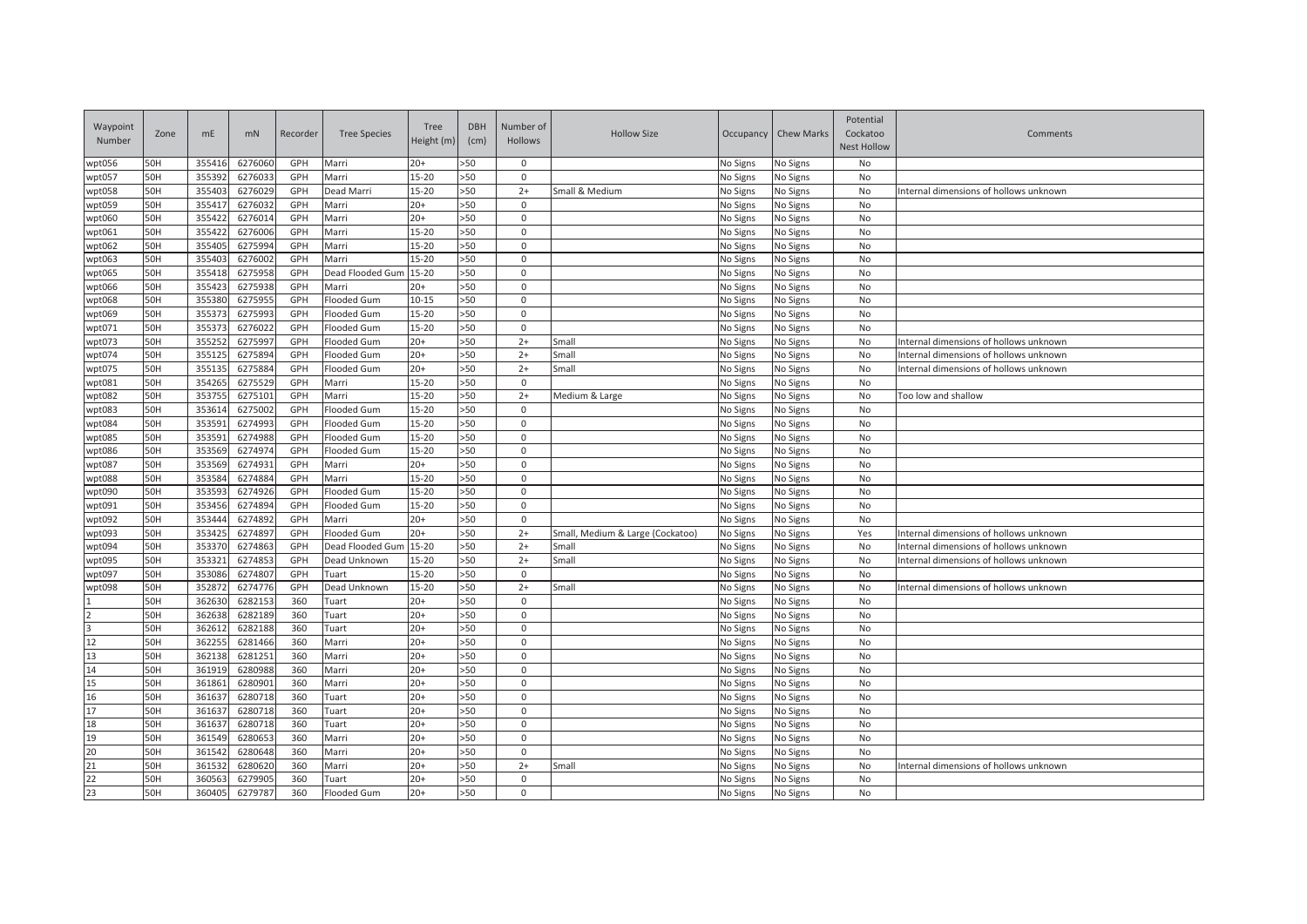| Waypoint Number | Zone | mE | mN | Recorder | Tree Species | Tree Height (m) | DBH (cm) | Number of Hollows | Hollow Size | Occupancy | Chew Marks | Potential Cockatoo Nest Hollow | Comments |
|---|---|---|---|---|---|---|---|---|---|---|---|---|---|
| wpt056 | 50H | 355416 | 6276060 | GPH | Marri | 20+ | >50 | 0 | | No Signs | No Signs | No | |
| wpt057 | 50H | 355392 | 6276033 | GPH | Marri | 15-20 | >50 | 0 | | No Signs | No Signs | No | |
| wpt058 | 50H | 355403 | 6276029 | GPH | Dead Marri | 15-20 | >50 | 2+ | Small & Medium | No Signs | No Signs | No | Internal dimensions of hollows unknown |
| wpt059 | 50H | 355417 | 6276032 | GPH | Marri | 20+ | >50 | 0 | | No Signs | No Signs | No | |
| wpt060 | 50H | 355422 | 6276014 | GPH | Marri | 20+ | >50 | 0 | | No Signs | No Signs | No | |
| wpt061 | 50H | 355422 | 6276006 | GPH | Marri | 15-20 | >50 | 0 | | No Signs | No Signs | No | |
| wpt062 | 50H | 355405 | 6275994 | GPH | Marri | 15-20 | >50 | 0 | | No Signs | No Signs | No | |
| wpt063 | 50H | 355403 | 6276002 | GPH | Marri | 15-20 | >50 | 0 | | No Signs | No Signs | No | |
| wpt065 | 50H | 355418 | 6275958 | GPH | Dead Flooded Gum | 15-20 | >50 | 0 | | No Signs | No Signs | No | |
| wpt066 | 50H | 355423 | 6275938 | GPH | Marri | 20+ | >50 | 0 | | No Signs | No Signs | No | |
| wpt068 | 50H | 355380 | 6275955 | GPH | Flooded Gum | 10-15 | >50 | 0 | | No Signs | No Signs | No | |
| wpt069 | 50H | 355373 | 6275993 | GPH | Flooded Gum | 15-20 | >50 | 0 | | No Signs | No Signs | No | |
| wpt071 | 50H | 355373 | 6276022 | GPH | Flooded Gum | 15-20 | >50 | 0 | | No Signs | No Signs | No | |
| wpt073 | 50H | 355252 | 6275997 | GPH | Flooded Gum | 20+ | >50 | 2+ | Small | No Signs | No Signs | No | Internal dimensions of hollows unknown |
| wpt074 | 50H | 355125 | 6275894 | GPH | Flooded Gum | 20+ | >50 | 2+ | Small | No Signs | No Signs | No | Internal dimensions of hollows unknown |
| wpt075 | 50H | 355135 | 6275884 | GPH | Flooded Gum | 20+ | >50 | 2+ | Small | No Signs | No Signs | No | Internal dimensions of hollows unknown |
| wpt081 | 50H | 354265 | 6275529 | GPH | Marri | 15-20 | >50 | 0 | | No Signs | No Signs | No | |
| wpt082 | 50H | 353755 | 6275101 | GPH | Marri | 15-20 | >50 | 2+ | Medium & Large | No Signs | No Signs | No | Too low and shallow |
| wpt083 | 50H | 353614 | 6275002 | GPH | Flooded Gum | 15-20 | >50 | 0 | | No Signs | No Signs | No | |
| wpt084 | 50H | 353591 | 6274993 | GPH | Flooded Gum | 15-20 | >50 | 0 | | No Signs | No Signs | No | |
| wpt085 | 50H | 353591 | 6274988 | GPH | Flooded Gum | 15-20 | >50 | 0 | | No Signs | No Signs | No | |
| wpt086 | 50H | 353569 | 6274974 | GPH | Flooded Gum | 15-20 | >50 | 0 | | No Signs | No Signs | No | |
| wpt087 | 50H | 353569 | 6274931 | GPH | Marri | 20+ | >50 | 0 | | No Signs | No Signs | No | |
| wpt088 | 50H | 353584 | 6274884 | GPH | Marri | 15-20 | >50 | 0 | | No Signs | No Signs | No | |
| wpt090 | 50H | 353593 | 6274926 | GPH | Flooded Gum | 15-20 | >50 | 0 | | No Signs | No Signs | No | |
| wpt091 | 50H | 353456 | 6274894 | GPH | Flooded Gum | 15-20 | >50 | 0 | | No Signs | No Signs | No | |
| wpt092 | 50H | 353444 | 6274892 | GPH | Marri | 20+ | >50 | 0 | | No Signs | No Signs | No | |
| wpt093 | 50H | 353425 | 6274897 | GPH | Flooded Gum | 20+ | >50 | 2+ | Small, Medium & Large (Cockatoo) | No Signs | No Signs | Yes | Internal dimensions of hollows unknown |
| wpt094 | 50H | 353370 | 6274863 | GPH | Dead Flooded Gum | 15-20 | >50 | 2+ | Small | No Signs | No Signs | No | Internal dimensions of hollows unknown |
| wpt095 | 50H | 353321 | 6274853 | GPH | Dead Unknown | 15-20 | >50 | 2+ | Small | No Signs | No Signs | No | Internal dimensions of hollows unknown |
| wpt097 | 50H | 353086 | 6274807 | GPH | Tuart | 15-20 | >50 | 0 | | No Signs | No Signs | No | |
| wpt098 | 50H | 352872 | 6274776 | GPH | Dead Unknown | 15-20 | >50 | 2+ | Small | No Signs | No Signs | No | Internal dimensions of hollows unknown |
| 1 | 50H | 362630 | 6282153 | 360 | Tuart | 20+ | >50 | 0 | | No Signs | No Signs | No | |
| 2 | 50H | 362638 | 6282189 | 360 | Tuart | 20+ | >50 | 0 | | No Signs | No Signs | No | |
| 3 | 50H | 362612 | 6282188 | 360 | Tuart | 20+ | >50 | 0 | | No Signs | No Signs | No | |
| 12 | 50H | 362255 | 6281466 | 360 | Marri | 20+ | >50 | 0 | | No Signs | No Signs | No | |
| 13 | 50H | 362138 | 6281251 | 360 | Marri | 20+ | >50 | 0 | | No Signs | No Signs | No | |
| 14 | 50H | 361919 | 6280988 | 360 | Marri | 20+ | >50 | 0 | | No Signs | No Signs | No | |
| 15 | 50H | 361861 | 6280901 | 360 | Marri | 20+ | >50 | 0 | | No Signs | No Signs | No | |
| 16 | 50H | 361637 | 6280718 | 360 | Tuart | 20+ | >50 | 0 | | No Signs | No Signs | No | |
| 17 | 50H | 361637 | 6280718 | 360 | Tuart | 20+ | >50 | 0 | | No Signs | No Signs | No | |
| 18 | 50H | 361637 | 6280718 | 360 | Tuart | 20+ | >50 | 0 | | No Signs | No Signs | No | |
| 19 | 50H | 361549 | 6280653 | 360 | Marri | 20+ | >50 | 0 | | No Signs | No Signs | No | |
| 20 | 50H | 361542 | 6280648 | 360 | Marri | 20+ | >50 | 0 | | No Signs | No Signs | No | |
| 21 | 50H | 361532 | 6280620 | 360 | Marri | 20+ | >50 | 2+ | Small | No Signs | No Signs | No | Internal dimensions of hollows unknown |
| 22 | 50H | 360563 | 6279905 | 360 | Tuart | 20+ | >50 | 0 | | No Signs | No Signs | No | |
| 23 | 50H | 360405 | 6279787 | 360 | Flooded Gum | 20+ | >50 | 0 | | No Signs | No Signs | No | |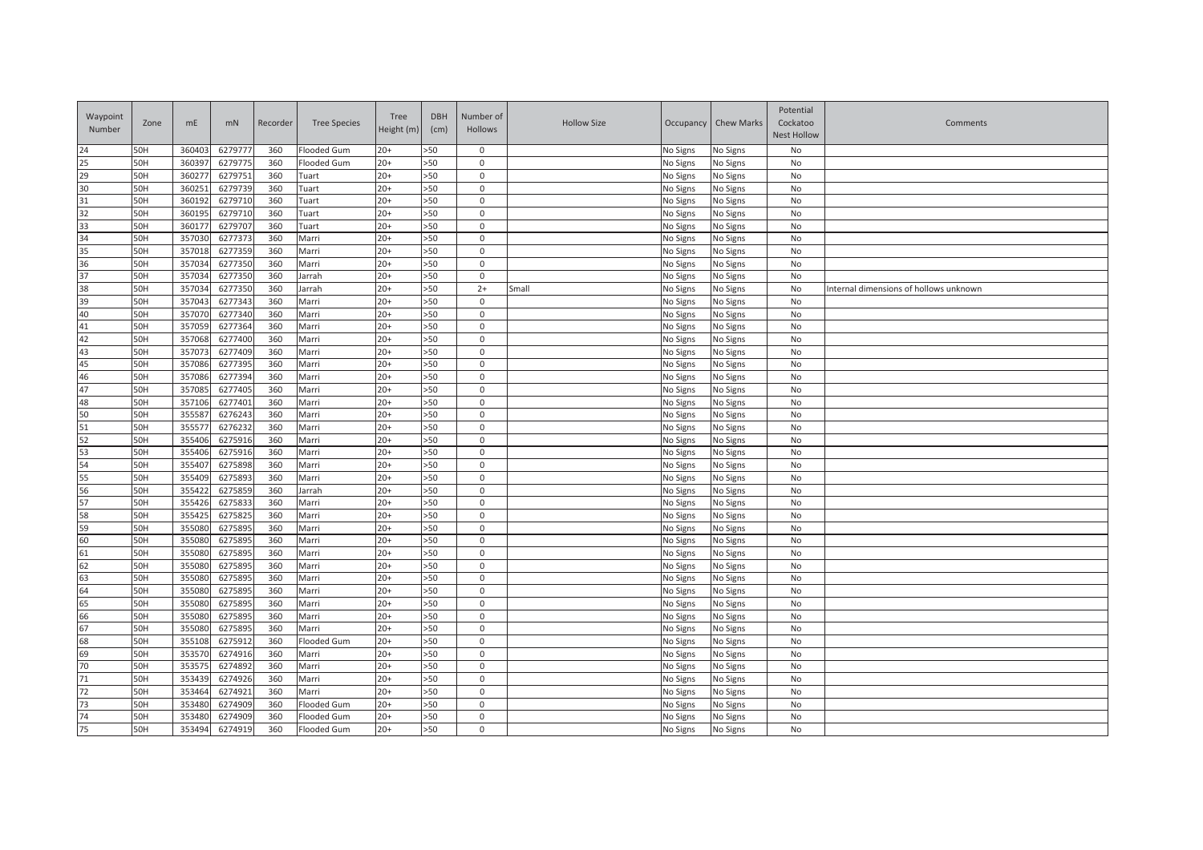| Waypoint Number | Zone | mE | mN | Recorder | Tree Species | Tree Height (m) | DBH (cm) | Number of Hollows | Hollow Size | Occupancy | Chew Marks | Potential Cockatoo Nest Hollow | Comments |
|---|---|---|---|---|---|---|---|---|---|---|---|---|---|
| 24 | 50H | 360403 | 6279777 | 360 | Flooded Gum | 20+ | >50 | 0 | | No Signs | No Signs | No | |
| 25 | 50H | 360397 | 6279775 | 360 | Flooded Gum | 20+ | >50 | 0 | | No Signs | No Signs | No | |
| 29 | 50H | 360277 | 6279751 | 360 | Tuart | 20+ | >50 | 0 | | No Signs | No Signs | No | |
| 30 | 50H | 360251 | 6279739 | 360 | Tuart | 20+ | >50 | 0 | | No Signs | No Signs | No | |
| 31 | 50H | 360192 | 6279710 | 360 | Tuart | 20+ | >50 | 0 | | No Signs | No Signs | No | |
| 32 | 50H | 360195 | 6279710 | 360 | Tuart | 20+ | >50 | 0 | | No Signs | No Signs | No | |
| 33 | 50H | 360177 | 6279707 | 360 | Tuart | 20+ | >50 | 0 | | No Signs | No Signs | No | |
| 34 | 50H | 357030 | 6277373 | 360 | Marri | 20+ | >50 | 0 | | No Signs | No Signs | No | |
| 35 | 50H | 357018 | 6277359 | 360 | Marri | 20+ | >50 | 0 | | No Signs | No Signs | No | |
| 36 | 50H | 357034 | 6277350 | 360 | Marri | 20+ | >50 | 0 | | No Signs | No Signs | No | |
| 37 | 50H | 357034 | 6277350 | 360 | Jarrah | 20+ | >50 | 0 | | No Signs | No Signs | No | |
| 38 | 50H | 357034 | 6277350 | 360 | Jarrah | 20+ | >50 | 2+ | Small | No Signs | No Signs | No | Internal dimensions of hollows unknown |
| 39 | 50H | 357043 | 6277343 | 360 | Marri | 20+ | >50 | 0 | | No Signs | No Signs | No | |
| 40 | 50H | 357070 | 6277340 | 360 | Marri | 20+ | >50 | 0 | | No Signs | No Signs | No | |
| 41 | 50H | 357059 | 6277364 | 360 | Marri | 20+ | >50 | 0 | | No Signs | No Signs | No | |
| 42 | 50H | 357068 | 6277400 | 360 | Marri | 20+ | >50 | 0 | | No Signs | No Signs | No | |
| 43 | 50H | 357073 | 6277409 | 360 | Marri | 20+ | >50 | 0 | | No Signs | No Signs | No | |
| 45 | 50H | 357086 | 6277395 | 360 | Marri | 20+ | >50 | 0 | | No Signs | No Signs | No | |
| 46 | 50H | 357086 | 6277394 | 360 | Marri | 20+ | >50 | 0 | | No Signs | No Signs | No | |
| 47 | 50H | 357085 | 6277405 | 360 | Marri | 20+ | >50 | 0 | | No Signs | No Signs | No | |
| 48 | 50H | 357106 | 6277401 | 360 | Marri | 20+ | >50 | 0 | | No Signs | No Signs | No | |
| 50 | 50H | 355587 | 6276243 | 360 | Marri | 20+ | >50 | 0 | | No Signs | No Signs | No | |
| 51 | 50H | 355577 | 6276232 | 360 | Marri | 20+ | >50 | 0 | | No Signs | No Signs | No | |
| 52 | 50H | 355406 | 6275916 | 360 | Marri | 20+ | >50 | 0 | | No Signs | No Signs | No | |
| 53 | 50H | 355406 | 6275916 | 360 | Marri | 20+ | >50 | 0 | | No Signs | No Signs | No | |
| 54 | 50H | 355407 | 6275898 | 360 | Marri | 20+ | >50 | 0 | | No Signs | No Signs | No | |
| 55 | 50H | 355409 | 6275893 | 360 | Marri | 20+ | >50 | 0 | | No Signs | No Signs | No | |
| 56 | 50H | 355422 | 6275859 | 360 | Jarrah | 20+ | >50 | 0 | | No Signs | No Signs | No | |
| 57 | 50H | 355426 | 6275833 | 360 | Marri | 20+ | >50 | 0 | | No Signs | No Signs | No | |
| 58 | 50H | 355425 | 6275825 | 360 | Marri | 20+ | >50 | 0 | | No Signs | No Signs | No | |
| 59 | 50H | 355080 | 6275895 | 360 | Marri | 20+ | >50 | 0 | | No Signs | No Signs | No | |
| 60 | 50H | 355080 | 6275895 | 360 | Marri | 20+ | >50 | 0 | | No Signs | No Signs | No | |
| 61 | 50H | 355080 | 6275895 | 360 | Marri | 20+ | >50 | 0 | | No Signs | No Signs | No | |
| 62 | 50H | 355080 | 6275895 | 360 | Marri | 20+ | >50 | 0 | | No Signs | No Signs | No | |
| 63 | 50H | 355080 | 6275895 | 360 | Marri | 20+ | >50 | 0 | | No Signs | No Signs | No | |
| 64 | 50H | 355080 | 6275895 | 360 | Marri | 20+ | >50 | 0 | | No Signs | No Signs | No | |
| 65 | 50H | 355080 | 6275895 | 360 | Marri | 20+ | >50 | 0 | | No Signs | No Signs | No | |
| 66 | 50H | 355080 | 6275895 | 360 | Marri | 20+ | >50 | 0 | | No Signs | No Signs | No | |
| 67 | 50H | 355080 | 6275895 | 360 | Marri | 20+ | >50 | 0 | | No Signs | No Signs | No | |
| 68 | 50H | 355108 | 6275912 | 360 | Flooded Gum | 20+ | >50 | 0 | | No Signs | No Signs | No | |
| 69 | 50H | 353570 | 6274916 | 360 | Marri | 20+ | >50 | 0 | | No Signs | No Signs | No | |
| 70 | 50H | 353575 | 6274892 | 360 | Marri | 20+ | >50 | 0 | | No Signs | No Signs | No | |
| 71 | 50H | 353439 | 6274926 | 360 | Marri | 20+ | >50 | 0 | | No Signs | No Signs | No | |
| 72 | 50H | 353464 | 6274921 | 360 | Marri | 20+ | >50 | 0 | | No Signs | No Signs | No | |
| 73 | 50H | 353480 | 6274909 | 360 | Flooded Gum | 20+ | >50 | 0 | | No Signs | No Signs | No | |
| 74 | 50H | 353480 | 6274909 | 360 | Flooded Gum | 20+ | >50 | 0 | | No Signs | No Signs | No | |
| 75 | 50H | 353494 | 6274919 | 360 | Flooded Gum | 20+ | >50 | 0 | | No Signs | No Signs | No | |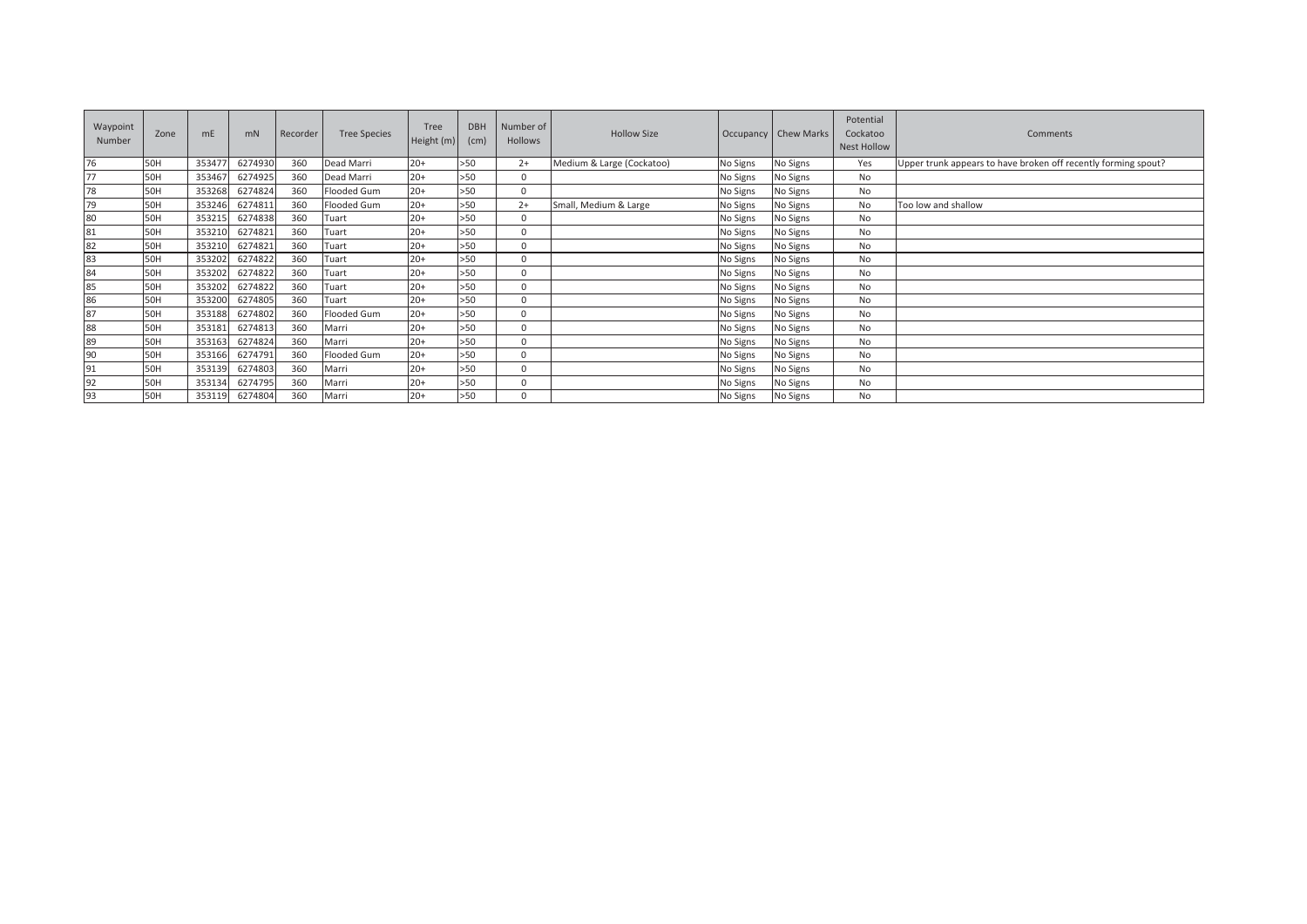| Waypoint Number | Zone | mE | mN | Recorder | Tree Species | Tree Height (m) | DBH (cm) | Number of Hollows | Hollow Size | Occupancy | Chew Marks | Potential Cockatoo Nest Hollow | Comments |
|---|---|---|---|---|---|---|---|---|---|---|---|---|---|
| 76 | 50H | 353477 | 6274930 | 360 | Dead Marri | 20+ | >50 | 2+ | Medium & Large (Cockatoo) | No Signs | No Signs | Yes | Upper trunk appears to have broken off recently forming spout? |
| 77 | 50H | 353467 | 6274925 | 360 | Dead Marri | 20+ | >50 | 0 | | No Signs | No Signs | No | |
| 78 | 50H | 353268 | 6274824 | 360 | Flooded Gum | 20+ | >50 | 0 | | No Signs | No Signs | No | |
| 79 | 50H | 353246 | 6274811 | 360 | Flooded Gum | 20+ | >50 | 2+ | Small, Medium & Large | No Signs | No Signs | No | Too low and shallow |
| 80 | 50H | 353215 | 6274838 | 360 | Tuart | 20+ | >50 | 0 | | No Signs | No Signs | No | |
| 81 | 50H | 353210 | 6274821 | 360 | Tuart | 20+ | >50 | 0 | | No Signs | No Signs | No | |
| 82 | 50H | 353210 | 6274821 | 360 | Tuart | 20+ | >50 | 0 | | No Signs | No Signs | No | |
| 83 | 50H | 353202 | 6274822 | 360 | Tuart | 20+ | >50 | 0 | | No Signs | No Signs | No | |
| 84 | 50H | 353202 | 6274822 | 360 | Tuart | 20+ | >50 | 0 | | No Signs | No Signs | No | |
| 85 | 50H | 353202 | 6274822 | 360 | Tuart | 20+ | >50 | 0 | | No Signs | No Signs | No | |
| 86 | 50H | 353200 | 6274805 | 360 | Tuart | 20+ | >50 | 0 | | No Signs | No Signs | No | |
| 87 | 50H | 353188 | 6274802 | 360 | Flooded Gum | 20+ | >50 | 0 | | No Signs | No Signs | No | |
| 88 | 50H | 353181 | 6274813 | 360 | Marri | 20+ | >50 | 0 | | No Signs | No Signs | No | |
| 89 | 50H | 353163 | 6274824 | 360 | Marri | 20+ | >50 | 0 | | No Signs | No Signs | No | |
| 90 | 50H | 353166 | 6274791 | 360 | Flooded Gum | 20+ | >50 | 0 | | No Signs | No Signs | No | |
| 91 | 50H | 353139 | 6274803 | 360 | Marri | 20+ | >50 | 0 | | No Signs | No Signs | No | |
| 92 | 50H | 353134 | 6274795 | 360 | Marri | 20+ | >50 | 0 | | No Signs | No Signs | No | |
| 93 | 50H | 353119 | 6274804 | 360 | Marri | 20+ | >50 | 0 | | No Signs | No Signs | No | |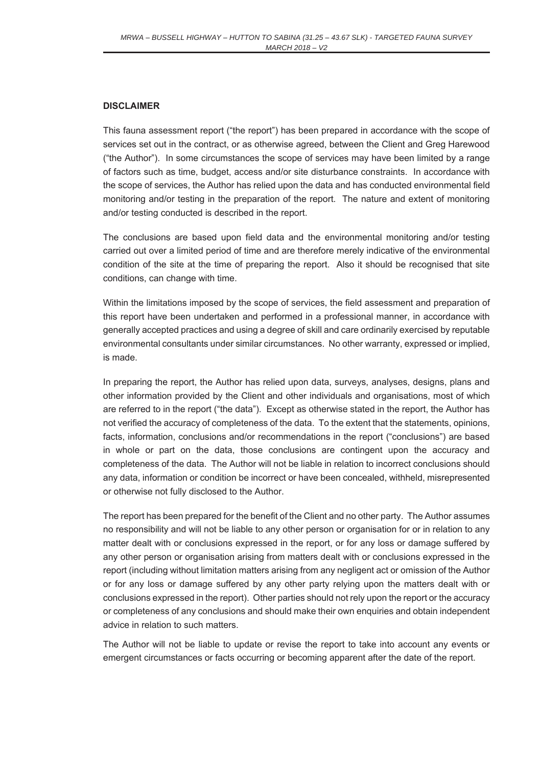**DISCLAIMER**

This fauna assessment report ("the report") has been prepared in accordance with the scope of services set out in the contract, or as otherwise agreed, between the Client and Greg Harewood ("the Author"). In some circumstances the scope of services may have been limited by a range of factors such as time, budget, access and/or site disturbance constraints. In accordance with the scope of services, the Author has relied upon the data and has conducted environmental field monitoring and/or testing in the preparation of the report. The nature and extent of monitoring and/or testing conducted is described in the report.

The conclusions are based upon field data and the environmental monitoring and/or testing carried out over a limited period of time and are therefore merely indicative of the environmental condition of the site at the time of preparing the report. Also it should be recognised that site conditions, can change with time.

Within the limitations imposed by the scope of services, the field assessment and preparation of this report have been undertaken and performed in a professional manner, in accordance with generally accepted practices and using a degree of skill and care ordinarily exercised by reputable environmental consultants under similar circumstances. No other warranty, expressed or implied, is made.

In preparing the report, the Author has relied upon data, surveys, analyses, designs, plans and other information provided by the Client and other individuals and organisations, most of which are referred to in the report ("the data"). Except as otherwise stated in the report, the Author has not verified the accuracy of completeness of the data. To the extent that the statements, opinions, facts, information, conclusions and/or recommendations in the report ("conclusions") are based in whole or part on the data, those conclusions are contingent upon the accuracy and completeness of the data. The Author will not be liable in relation to incorrect conclusions should any data, information or condition be incorrect or have been concealed, withheld, misrepresented or otherwise not fully disclosed to the Author.

The report has been prepared for the benefit of the Client and no other party. The Author assumes no responsibility and will not be liable to any other person or organisation for or in relation to any matter dealt with or conclusions expressed in the report, or for any loss or damage suffered by any other person or organisation arising from matters dealt with or conclusions expressed in the report (including without limitation matters arising from any negligent act or omission of the Author or for any loss or damage suffered by any other party relying upon the matters dealt with or conclusions expressed in the report). Other parties should not rely upon the report or the accuracy or completeness of any conclusions and should make their own enquiries and obtain independent advice in relation to such matters.

The Author will not be liable to update or revise the report to take into account any events or emergent circumstances or facts occurring or becoming apparent after the date of the report.